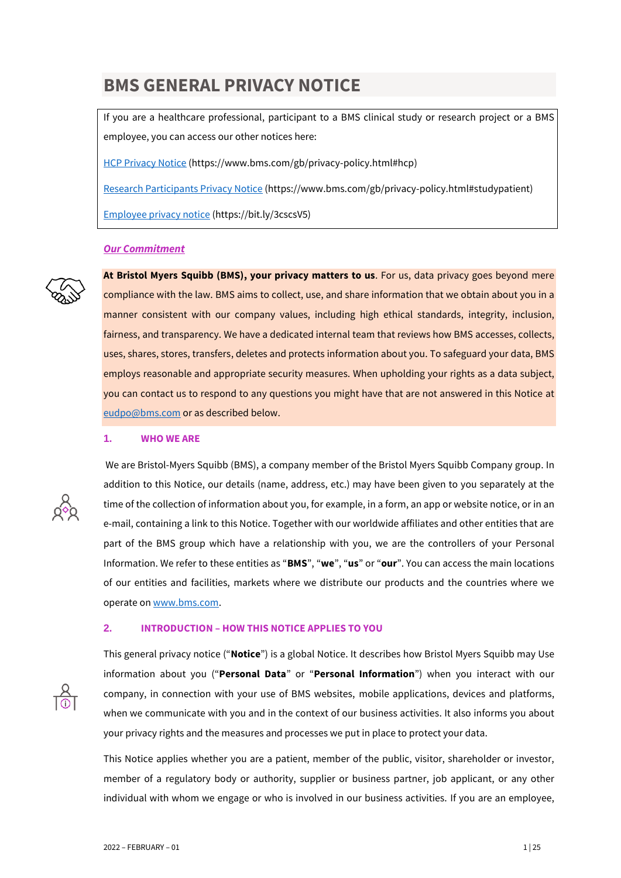# BMS GENERAL PRIVACY NOTICE

If you are a healthcare professional, participant to a BMS clinical study or research project or a BMS employee, you can access our other notices here:

HCP Privacy Notice (https://www.bms.com/gb/privacy-policy.html#hcp)

Research Participants Privacy Notice (https://www.bms.com/gb/privacy-policy.html#studypatient)

Employee privacy notice (https://bit.ly/3cscsV5)

***Our Commitment***

**At Bristol Myers Squibb (BMS), your privacy matters to us**. For us, data privacy goes beyond mere compliance with the law. BMS aims to collect, use, and share information that we obtain about you in a manner consistent with our company values, including high ethical standards, integrity, inclusion, fairness, and transparency. We have a dedicated internal team that reviews how BMS accesses, collects, uses, shares, stores, transfers, deletes and protects information about you. To safeguard your data, BMS employs reasonable and appropriate security measures. When upholding your rights as a data subject, you can contact us to respond to any questions you might have that are not answered in this Notice at eudpo@bms.com or as described below.

## 1. WHO WE ARE

We are Bristol-Myers Squibb (BMS), a company member of the Bristol Myers Squibb Company group. In addition to this Notice, our details (name, address, etc.) may have been given to you separately at the time of the collection of information about you, for example, in a form, an app or website notice, or in an e-mail, containing a link to this Notice. Together with our worldwide affiliates and other entities that are part of the BMS group which have a relationship with you, we are the controllers of your Personal Information. We refer to these entities as "**BMS**", "**we**", "**us**" or "**our**". You can access the main locations of our entities and facilities, markets where we distribute our products and the countries where we operate on www.bms.com.

## 2. INTRODUCTION – HOW THIS NOTICE APPLIES TO YOU

This general privacy notice ("**Notice**") is a global Notice. It describes how Bristol Myers Squibb may Use information about you ("**Personal Data**" or "**Personal Information**") when you interact with our company, in connection with your use of BMS websites, mobile applications, devices and platforms, when we communicate with you and in the context of our business activities. It also informs you about your privacy rights and the measures and processes we put in place to protect your data.

This Notice applies whether you are a patient, member of the public, visitor, shareholder or investor, member of a regulatory body or authority, supplier or business partner, job applicant, or any other individual with whom we engage or who is involved in our business activities. If you are an employee,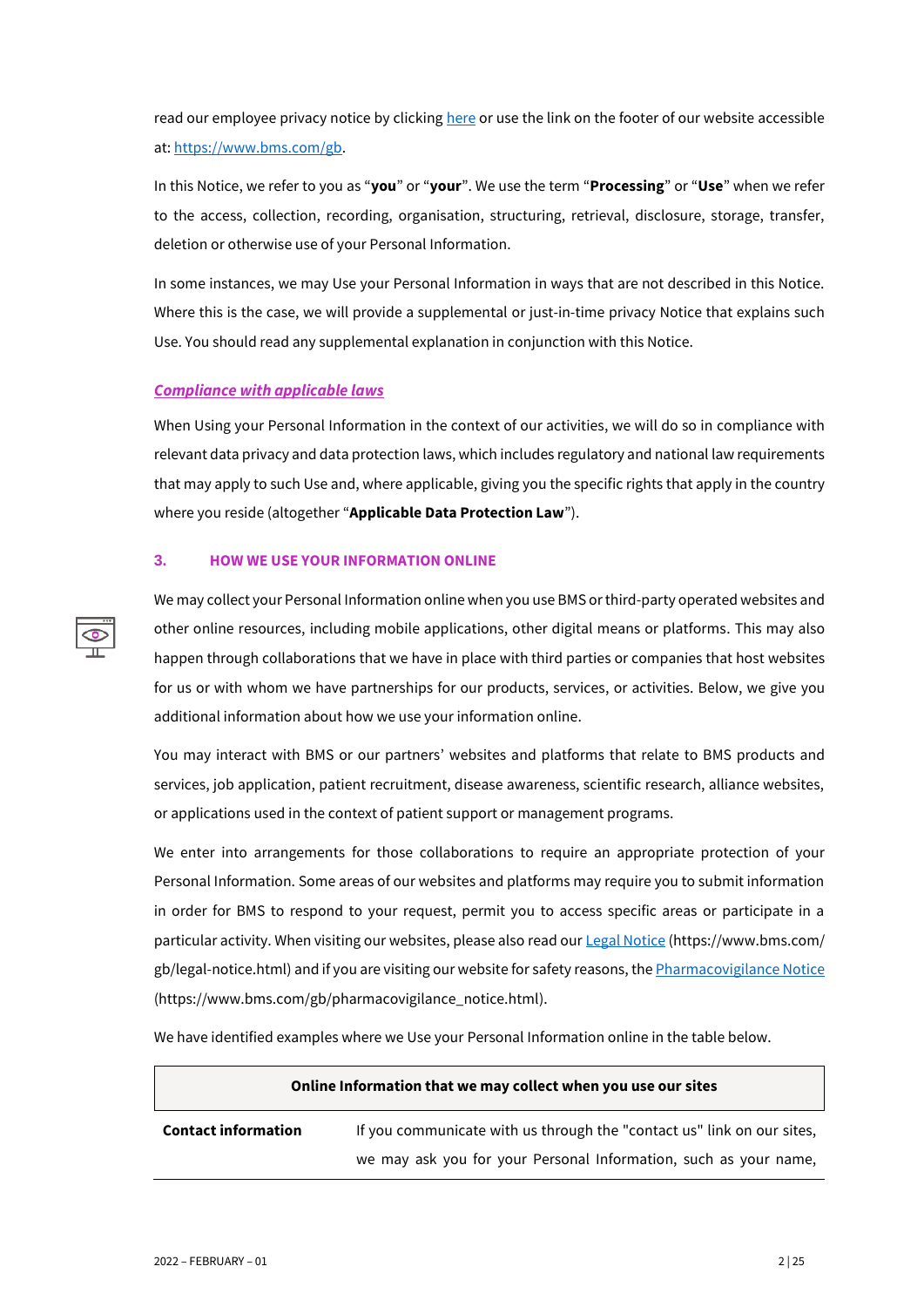read our employee privacy notice by clicking here or use the link on the footer of our website accessible at: https://www.bms.com/gb.

In this Notice, we refer to you as "**you**" or "**your**". We use the term "**Processing**" or "**Use**" when we refer to the access, collection, recording, organisation, structuring, retrieval, disclosure, storage, transfer, deletion or otherwise use of your Personal Information.

In some instances, we may Use your Personal Information in ways that are not described in this Notice. Where this is the case, we will provide a supplemental or just-in-time privacy Notice that explains such Use. You should read any supplemental explanation in conjunction with this Notice.

***Compliance with applicable laws***

When Using your Personal Information in the context of our activities, we will do so in compliance with relevant data privacy and data protection laws, which includes regulatory and national law requirements that may apply to such Use and, where applicable, giving you the specific rights that apply in the country where you reside (altogether "**Applicable Data Protection Law**").

## 3. HOW WE USE YOUR INFORMATION ONLINE

We may collect your Personal Information online when you use BMS or third-party operated websites and other online resources, including mobile applications, other digital means or platforms. This may also happen through collaborations that we have in place with third parties or companies that host websites for us or with whom we have partnerships for our products, services, or activities. Below, we give you additional information about how we use your information online.

You may interact with BMS or our partners' websites and platforms that relate to BMS products and services, job application, patient recruitment, disease awareness, scientific research, alliance websites, or applications used in the context of patient support or management programs.

We enter into arrangements for those collaborations to require an appropriate protection of your Personal Information. Some areas of our websites and platforms may require you to submit information in order for BMS to respond to your request, permit you to access specific areas or participate in a particular activity. When visiting our websites, please also read our Legal Notice (https://www.bms.com/gb/legal-notice.html) and if you are visiting our website for safety reasons, the Pharmacovigilance Notice (https://www.bms.com/gb/pharmacovigilance_notice.html).

We have identified examples where we Use your Personal Information online in the table below.

| **Online Information that we may collect when you use our sites** | |
|---|---|
| **Contact information** | If you communicate with us through the "contact us" link on our sites, we may ask you for your Personal Information, such as your name, |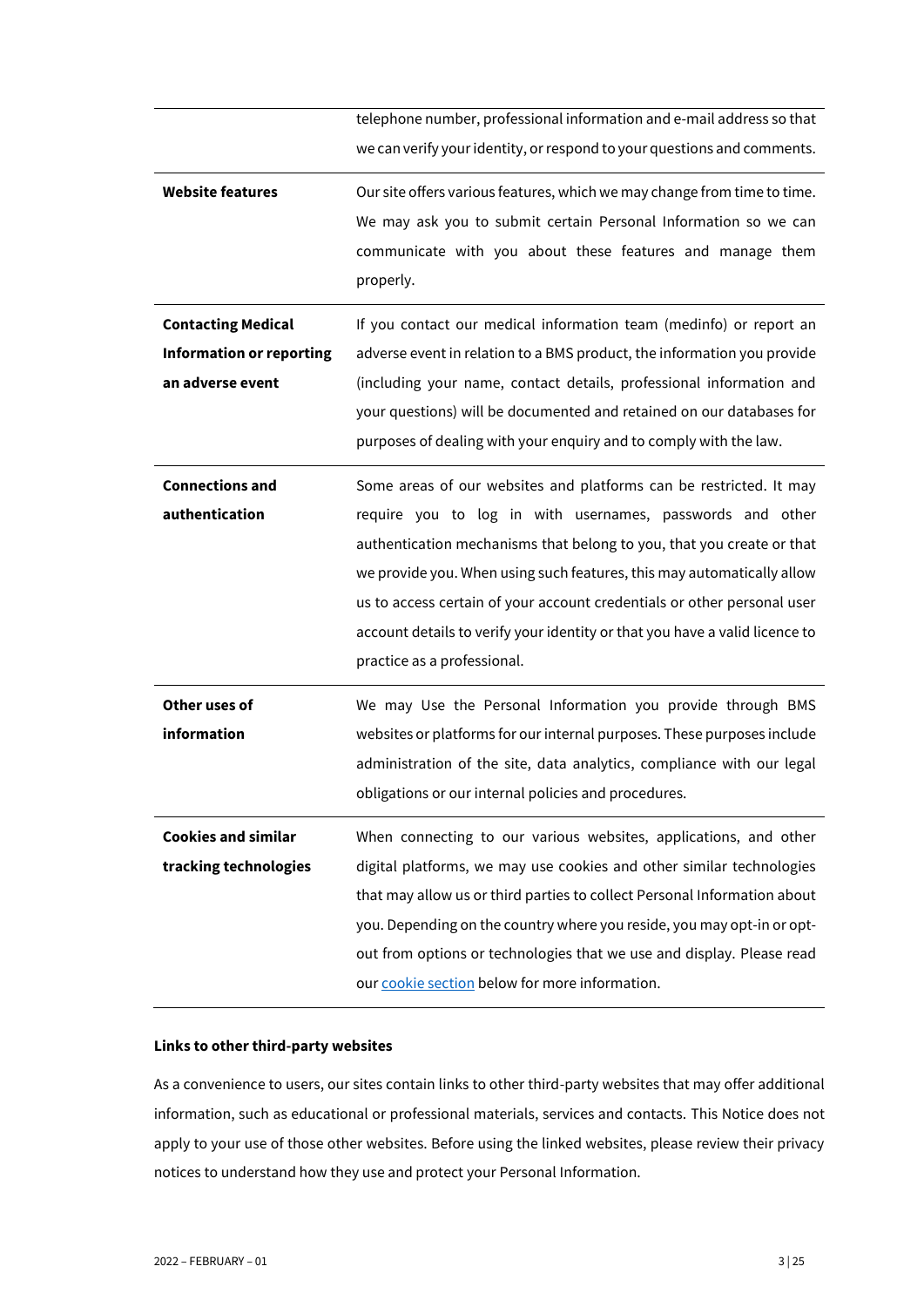| | |
|---|---|
| | telephone number, professional information and e-mail address so that we can verify your identity, or respond to your questions and comments. |
| **Website features** | Our site offers various features, which we may change from time to time. We may ask you to submit certain Personal Information so we can communicate with you about these features and manage them properly. |
| **Contacting Medical Information or reporting an adverse event** | If you contact our medical information team (medinfo) or report an adverse event in relation to a BMS product, the information you provide (including your name, contact details, professional information and your questions) will be documented and retained on our databases for purposes of dealing with your enquiry and to comply with the law. |
| **Connections and authentication** | Some areas of our websites and platforms can be restricted. It may require you to log in with usernames, passwords and other authentication mechanisms that belong to you, that you create or that we provide you. When using such features, this may automatically allow us to access certain of your account credentials or other personal user account details to verify your identity or that you have a valid licence to practice as a professional. |
| **Other uses of information** | We may Use the Personal Information you provide through BMS websites or platforms for our internal purposes. These purposes include administration of the site, data analytics, compliance with our legal obligations or our internal policies and procedures. |
| **Cookies and similar tracking technologies** | When connecting to our various websites, applications, and other digital platforms, we may use cookies and other similar technologies that may allow us or third parties to collect Personal Information about you. Depending on the country where you reside, you may opt-in or opt-out from options or technologies that we use and display. Please read our cookie section below for more information. |

**Links to other third-party websites**

As a convenience to users, our sites contain links to other third-party websites that may offer additional information, such as educational or professional materials, services and contacts. This Notice does not apply to your use of those other websites. Before using the linked websites, please review their privacy notices to understand how they use and protect your Personal Information.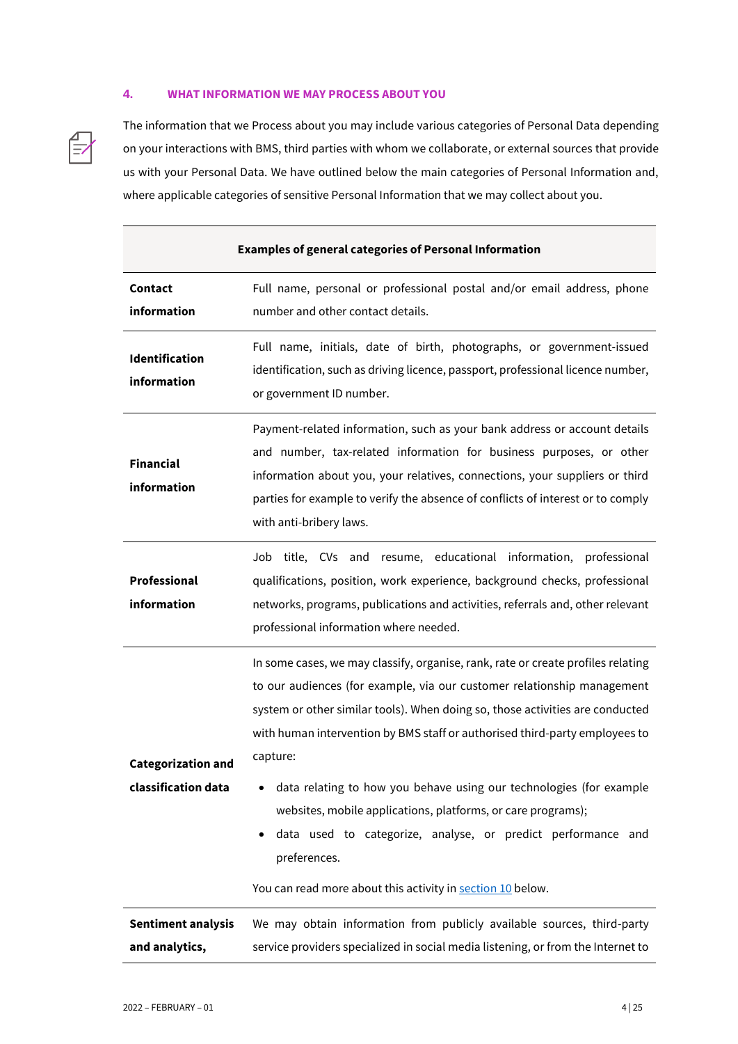## 4. WHAT INFORMATION WE MAY PROCESS ABOUT YOU

The information that we Process about you may include various categories of Personal Data depending on your interactions with BMS, third parties with whom we collaborate, or external sources that provide us with your Personal Data. We have outlined below the main categories of Personal Information and, where applicable categories of sensitive Personal Information that we may collect about you.

| Examples of general categories of Personal Information | |
|---|---|
| **Contact information** | Full name, personal or professional postal and/or email address, phone number and other contact details. |
| **Identification information** | Full name, initials, date of birth, photographs, or government-issued identification, such as driving licence, passport, professional licence number, or government ID number. |
| **Financial information** | Payment-related information, such as your bank address or account details and number, tax-related information for business purposes, or other information about you, your relatives, connections, your suppliers or third parties for example to verify the absence of conflicts of interest or to comply with anti-bribery laws. |
| **Professional information** | Job title, CVs and resume, educational information, professional qualifications, position, work experience, background checks, professional networks, programs, publications and activities, referrals and, other relevant professional information where needed. |
| **Categorization and classification data** | In some cases, we may classify, organise, rank, rate or create profiles relating to our audiences (for example, via our customer relationship management system or other similar tools). When doing so, those activities are conducted with human intervention by BMS staff or authorised third-party employees to capture: <br>• data relating to how you behave using our technologies (for example websites, mobile applications, platforms, or care programs); <br>• data used to categorize, analyse, or predict performance and preferences. <br><br>You can read more about this activity in section 10 below. |
| **Sentiment analysis and analytics,** | We may obtain information from publicly available sources, third-party service providers specialized in social media listening, or from the Internet to |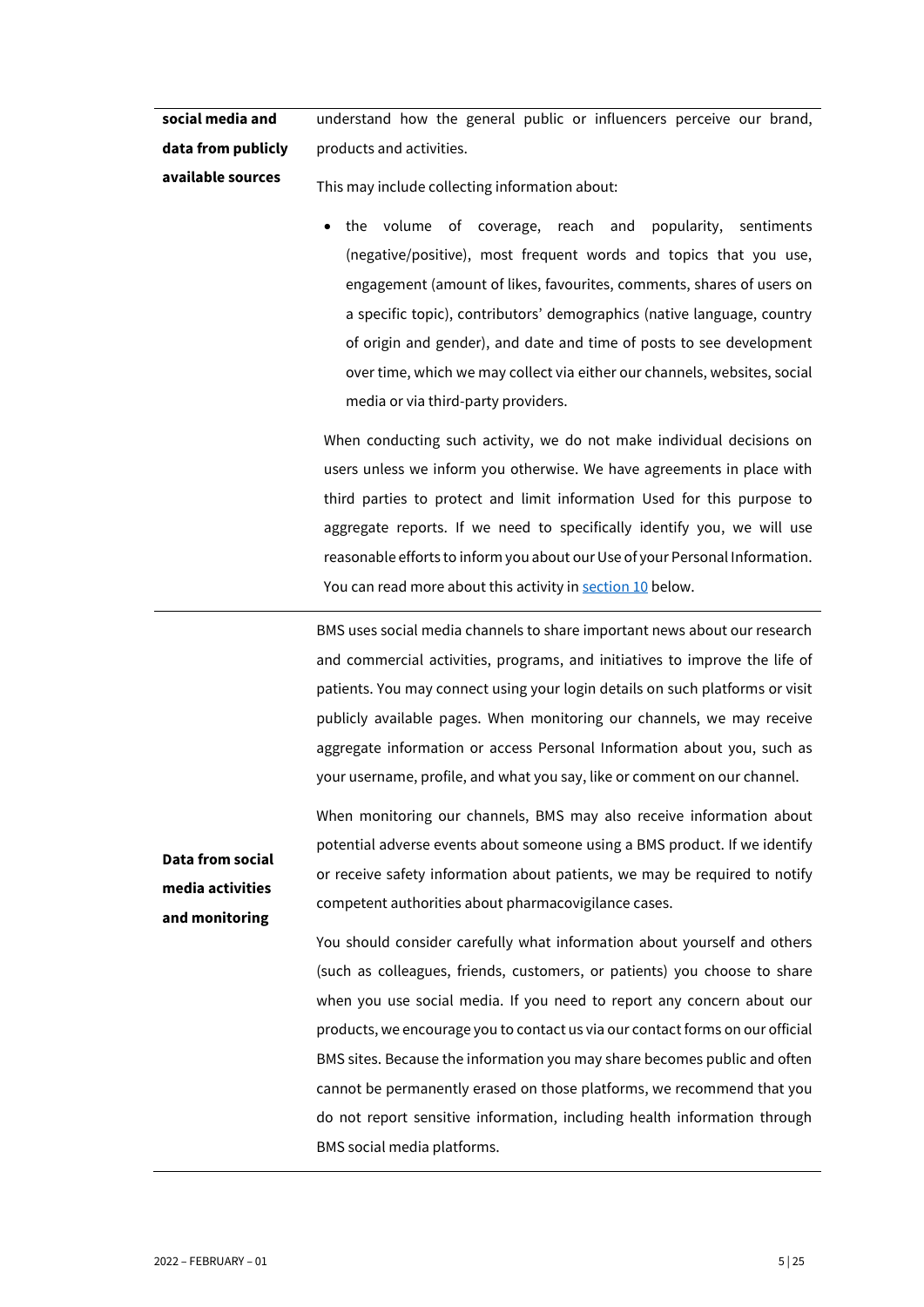| | |
|---|---|
| **social media and data from publicly available sources** | understand how the general public or influencers perceive our brand, products and activities.<br><br>This may include collecting information about:<br><br>• the volume of coverage, reach and popularity, sentiments (negative/positive), most frequent words and topics that you use, engagement (amount of likes, favourites, comments, shares of users on a specific topic), contributors' demographics (native language, country of origin and gender), and date and time of posts to see development over time, which we may collect via either our channels, websites, social media or via third-party providers.<br><br>When conducting such activity, we do not make individual decisions on users unless we inform you otherwise. We have agreements in place with third parties to protect and limit information Used for this purpose to aggregate reports. If we need to specifically identify you, we will use reasonable efforts to inform you about our Use of your Personal Information. You can read more about this activity in section 10 below. |
| **Data from social media activities and monitoring** | BMS uses social media channels to share important news about our research and commercial activities, programs, and initiatives to improve the life of patients. You may connect using your login details on such platforms or visit publicly available pages. When monitoring our channels, we may receive aggregate information or access Personal Information about you, such as your username, profile, and what you say, like or comment on our channel.<br><br>When monitoring our channels, BMS may also receive information about potential adverse events about someone using a BMS product. If we identify or receive safety information about patients, we may be required to notify competent authorities about pharmacovigilance cases.<br><br>You should consider carefully what information about yourself and others (such as colleagues, friends, customers, or patients) you choose to share when you use social media. If you need to report any concern about our products, we encourage you to contact us via our contact forms on our official BMS sites. Because the information you may share becomes public and often cannot be permanently erased on those platforms, we recommend that you do not report sensitive information, including health information through BMS social media platforms. |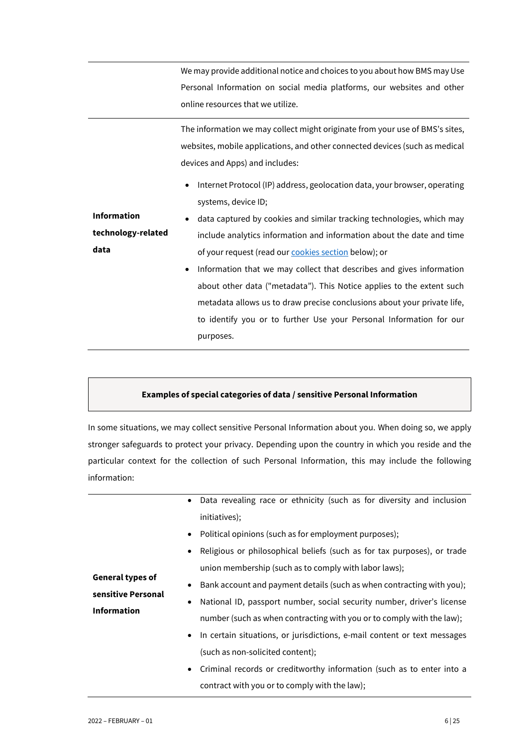| | |
|---|---|
| | We may provide additional notice and choices to you about how BMS may Use Personal Information on social media platforms, our websites and other online resources that we utilize. |
| **Information technology-related data** | The information we may collect might originate from your use of BMS's sites, websites, mobile applications, and other connected devices (such as medical devices and Apps) and includes:<br>• Internet Protocol (IP) address, geolocation data, your browser, operating systems, device ID;<br>• data captured by cookies and similar tracking technologies, which may include analytics information and information about the date and time of your request (read our [cookies section]() below); or<br>• Information that we may collect that describes and gives information about other data ("metadata"). This Notice applies to the extent such metadata allows us to draw precise conclusions about your private life, to identify you or to further Use your Personal Information for our purposes. |

**Examples of special categories of data / sensitive Personal Information**

In some situations, we may collect sensitive Personal Information about you. When doing so, we apply stronger safeguards to protect your privacy. Depending upon the country in which you reside and the particular context for the collection of such Personal Information, this may include the following information:

| | |
|---|---|
| **General types of sensitive Personal Information** | • Data revealing race or ethnicity (such as for diversity and inclusion initiatives);<br>• Political opinions (such as for employment purposes);<br>• Religious or philosophical beliefs (such as for tax purposes), or trade union membership (such as to comply with labor laws);<br>• Bank account and payment details (such as when contracting with you);<br>• National ID, passport number, social security number, driver's license number (such as when contracting with you or to comply with the law);<br>• In certain situations, or jurisdictions, e-mail content or text messages (such as non-solicited content);<br>• Criminal records or creditworthy information (such as to enter into a contract with you or to comply with the law); |

2022 – FEBRUARY – 01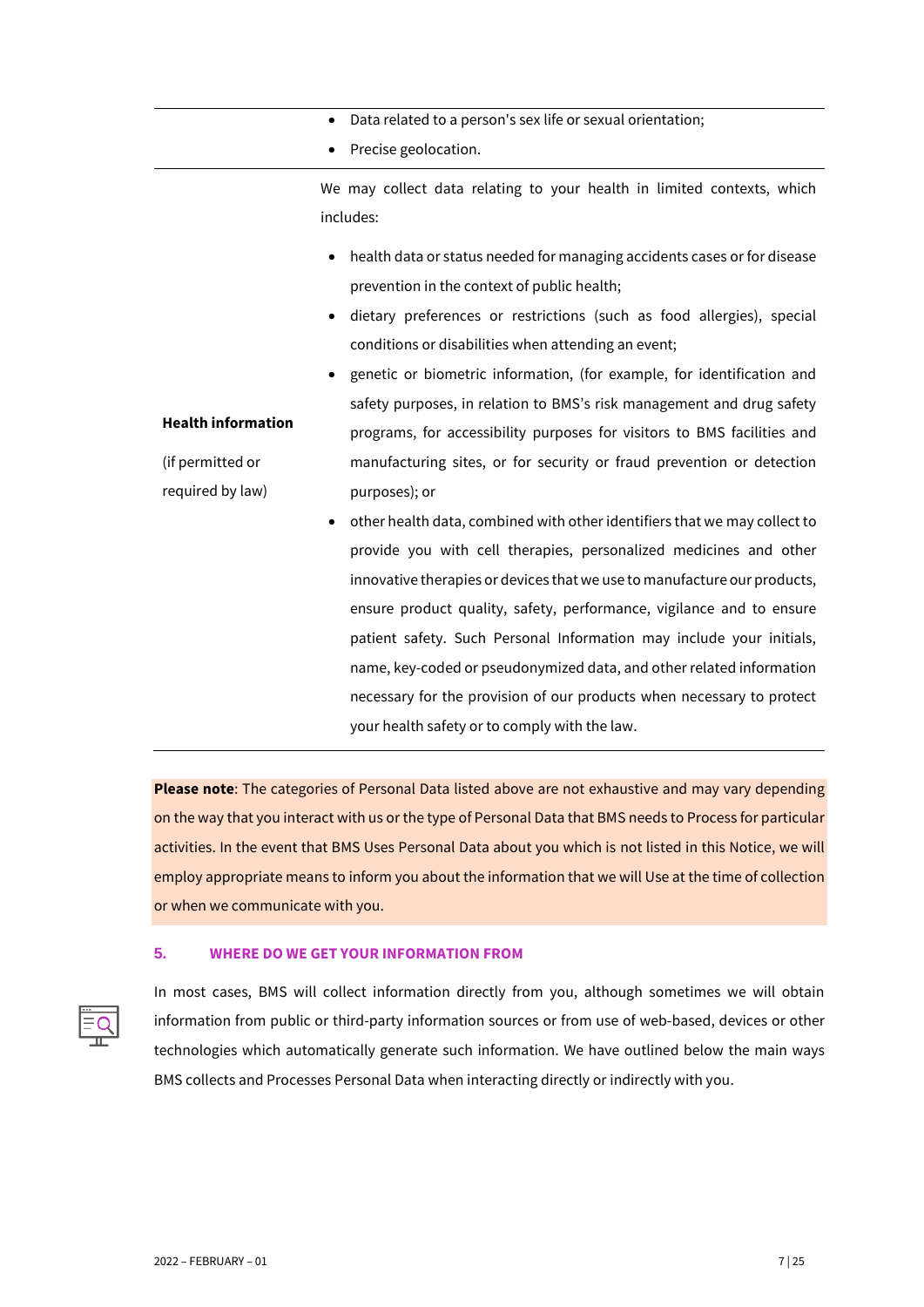| | |
|---|---|
| | • Data related to a person's sex life or sexual orientation;<br>• Precise geolocation. |
| **Health information**<br><br>(if permitted or required by law) | We may collect data relating to your health in limited contexts, which includes:<br>• health data or status needed for managing accidents cases or for disease prevention in the context of public health;<br>• dietary preferences or restrictions (such as food allergies), special conditions or disabilities when attending an event;<br>• genetic or biometric information, (for example, for identification and safety purposes, in relation to BMS's risk management and drug safety programs, for accessibility purposes for visitors to BMS facilities and manufacturing sites, or for security or fraud prevention or detection purposes); or<br>• other health data, combined with other identifiers that we may collect to provide you with cell therapies, personalized medicines and other innovative therapies or devices that we use to manufacture our products, ensure product quality, safety, performance, vigilance and to ensure patient safety. Such Personal Information may include your initials, name, key-coded or pseudonymized data, and other related information necessary for the provision of our products when necessary to protect your health safety or to comply with the law. |

**Please note**: The categories of Personal Data listed above are not exhaustive and may vary depending on the way that you interact with us or the type of Personal Data that BMS needs to Process for particular activities. In the event that BMS Uses Personal Data about you which is not listed in this Notice, we will employ appropriate means to inform you about the information that we will Use at the time of collection or when we communicate with you.

## 5. WHERE DO WE GET YOUR INFORMATION FROM

In most cases, BMS will collect information directly from you, although sometimes we will obtain information from public or third-party information sources or from use of web-based, devices or other technologies which automatically generate such information. We have outlined below the main ways BMS collects and Processes Personal Data when interacting directly or indirectly with you.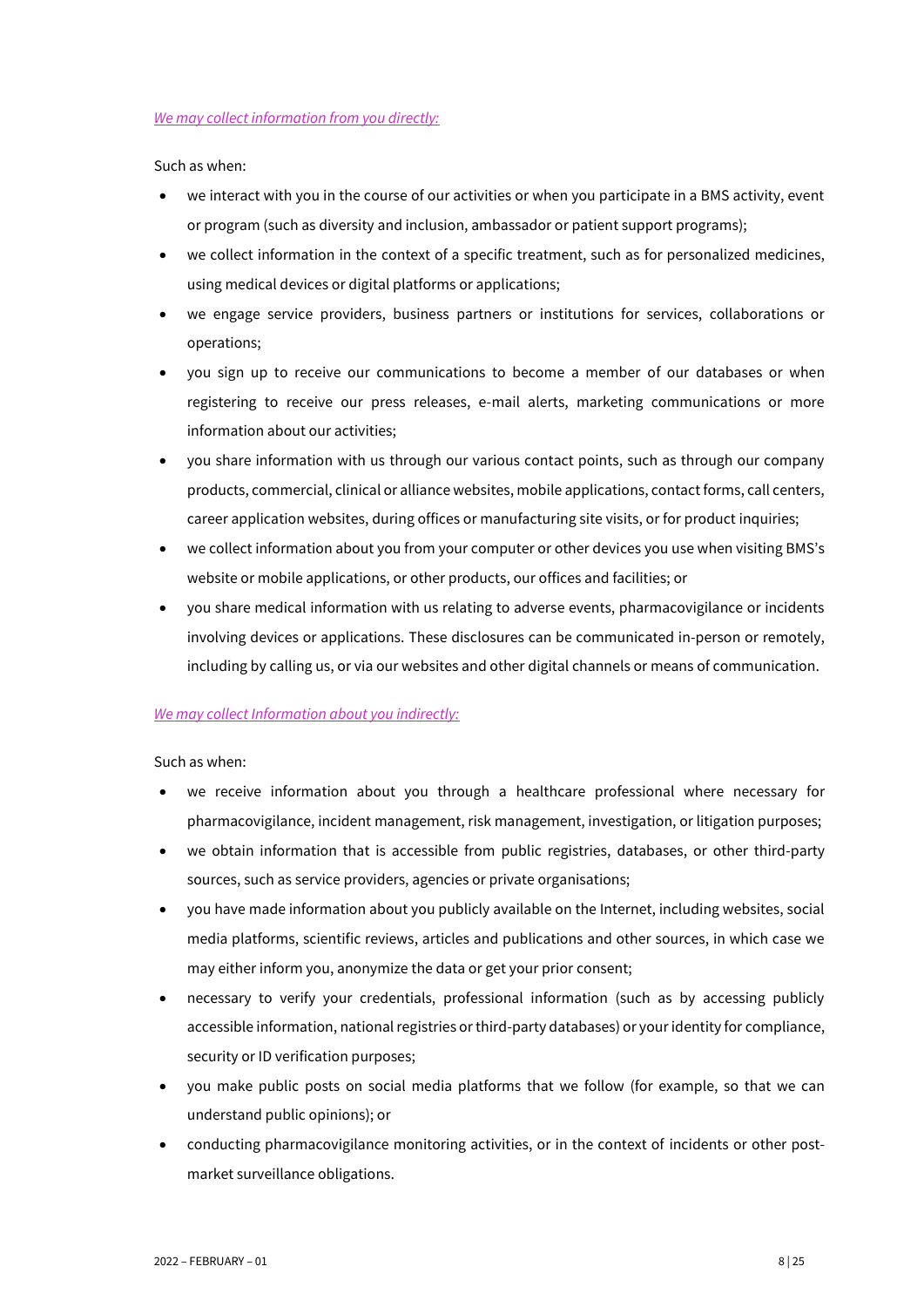*We may collect information from you directly:*

Such as when:

- we interact with you in the course of our activities or when you participate in a BMS activity, event or program (such as diversity and inclusion, ambassador or patient support programs);
- we collect information in the context of a specific treatment, such as for personalized medicines, using medical devices or digital platforms or applications;
- we engage service providers, business partners or institutions for services, collaborations or operations;
- you sign up to receive our communications to become a member of our databases or when registering to receive our press releases, e-mail alerts, marketing communications or more information about our activities;
- you share information with us through our various contact points, such as through our company products, commercial, clinical or alliance websites, mobile applications, contact forms, call centers, career application websites, during offices or manufacturing site visits, or for product inquiries;
- we collect information about you from your computer or other devices you use when visiting BMS's website or mobile applications, or other products, our offices and facilities; or
- you share medical information with us relating to adverse events, pharmacovigilance or incidents involving devices or applications. These disclosures can be communicated in-person or remotely, including by calling us, or via our websites and other digital channels or means of communication.

*We may collect Information about you indirectly:*

Such as when:

- we receive information about you through a healthcare professional where necessary for pharmacovigilance, incident management, risk management, investigation, or litigation purposes;
- we obtain information that is accessible from public registries, databases, or other third-party sources, such as service providers, agencies or private organisations;
- you have made information about you publicly available on the Internet, including websites, social media platforms, scientific reviews, articles and publications and other sources, in which case we may either inform you, anonymize the data or get your prior consent;
- necessary to verify your credentials, professional information (such as by accessing publicly accessible information, national registries or third-party databases) or your identity for compliance, security or ID verification purposes;
- you make public posts on social media platforms that we follow (for example, so that we can understand public opinions); or
- conducting pharmacovigilance monitoring activities, or in the context of incidents or other post-market surveillance obligations.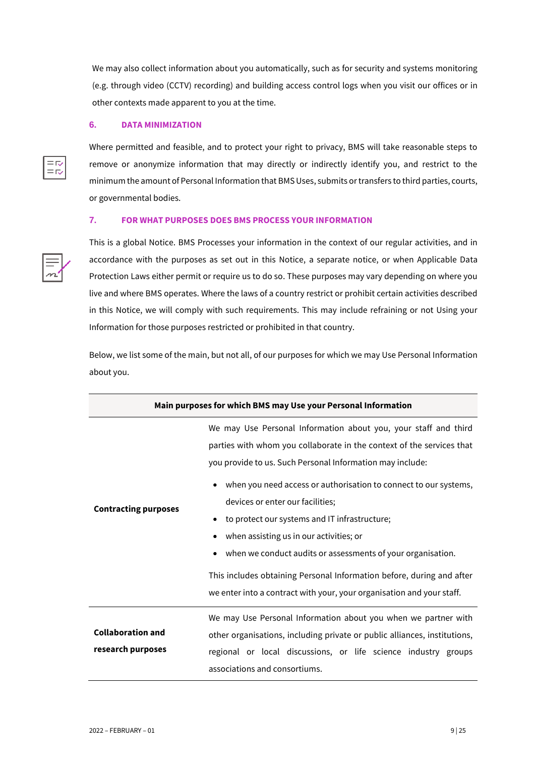We may also collect information about you automatically, such as for security and systems monitoring (e.g. through video (CCTV) recording) and building access control logs when you visit our offices or in other contexts made apparent to you at the time.

## 6. DATA MINIMIZATION

Where permitted and feasible, and to protect your right to privacy, BMS will take reasonable steps to remove or anonymize information that may directly or indirectly identify you, and restrict to the minimum the amount of Personal Information that BMS Uses, submits or transfers to third parties, courts, or governmental bodies.

## 7. FOR WHAT PURPOSES DOES BMS PROCESS YOUR INFORMATION

This is a global Notice. BMS Processes your information in the context of our regular activities, and in accordance with the purposes as set out in this Notice, a separate notice, or when Applicable Data Protection Laws either permit or require us to do so. These purposes may vary depending on where you live and where BMS operates. Where the laws of a country restrict or prohibit certain activities described in this Notice, we will comply with such requirements. This may include refraining or not Using your Information for those purposes restricted or prohibited in that country.

Below, we list some of the main, but not all, of our purposes for which we may Use Personal Information about you.

| Main purposes for which BMS may Use your Personal Information | |
|---|---|
| **Contracting purposes** | We may Use Personal Information about you, your staff and third parties with whom you collaborate in the context of the services that you provide to us. Such Personal Information may include:<br>• when you need access or authorisation to connect to our systems, devices or enter our facilities;<br>• to protect our systems and IT infrastructure;<br>• when assisting us in our activities; or<br>• when we conduct audits or assessments of your organisation.<br>This includes obtaining Personal Information before, during and after we enter into a contract with your, your organisation and your staff. |
| **Collaboration and research purposes** | We may Use Personal Information about you when we partner with other organisations, including private or public alliances, institutions, regional or local discussions, or life science industry groups associations and consortiums. |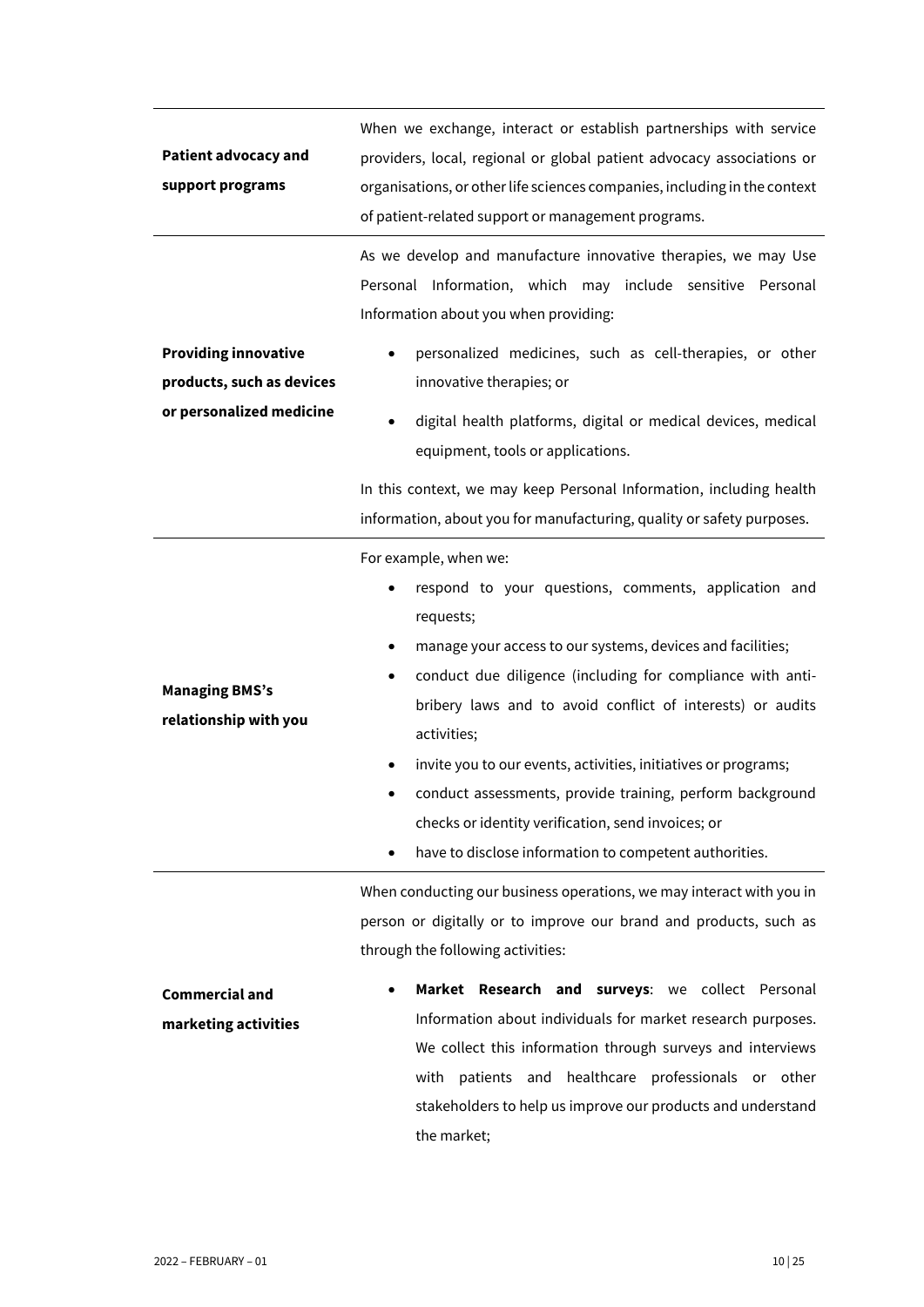| | |
|---|---|
| **Patient advocacy and support programs** | When we exchange, interact or establish partnerships with service providers, local, regional or global patient advocacy associations or organisations, or other life sciences companies, including in the context of patient-related support or management programs. |
| **Providing innovative products, such as devices or personalized medicine** | As we develop and manufacture innovative therapies, we may Use Personal Information, which may include sensitive Personal Information about you when providing:<br>• personalized medicines, such as cell-therapies, or other innovative therapies; or<br>• digital health platforms, digital or medical devices, medical equipment, tools or applications.<br>In this context, we may keep Personal Information, including health information, about you for manufacturing, quality or safety purposes. |
| **Managing BMS's relationship with you** | For example, when we:<br>• respond to your questions, comments, application and requests;<br>• manage your access to our systems, devices and facilities;<br>• conduct due diligence (including for compliance with anti-bribery laws and to avoid conflict of interests) or audits activities;<br>• invite you to our events, activities, initiatives or programs;<br>• conduct assessments, provide training, perform background checks or identity verification, send invoices; or<br>• have to disclose information to competent authorities. |
| **Commercial and marketing activities** | When conducting our business operations, we may interact with you in person or digitally or to improve our brand and products, such as through the following activities:<br>• **Market Research and surveys**: we collect Personal Information about individuals for market research purposes. We collect this information through surveys and interviews with patients and healthcare professionals or other stakeholders to help us improve our products and understand the market; |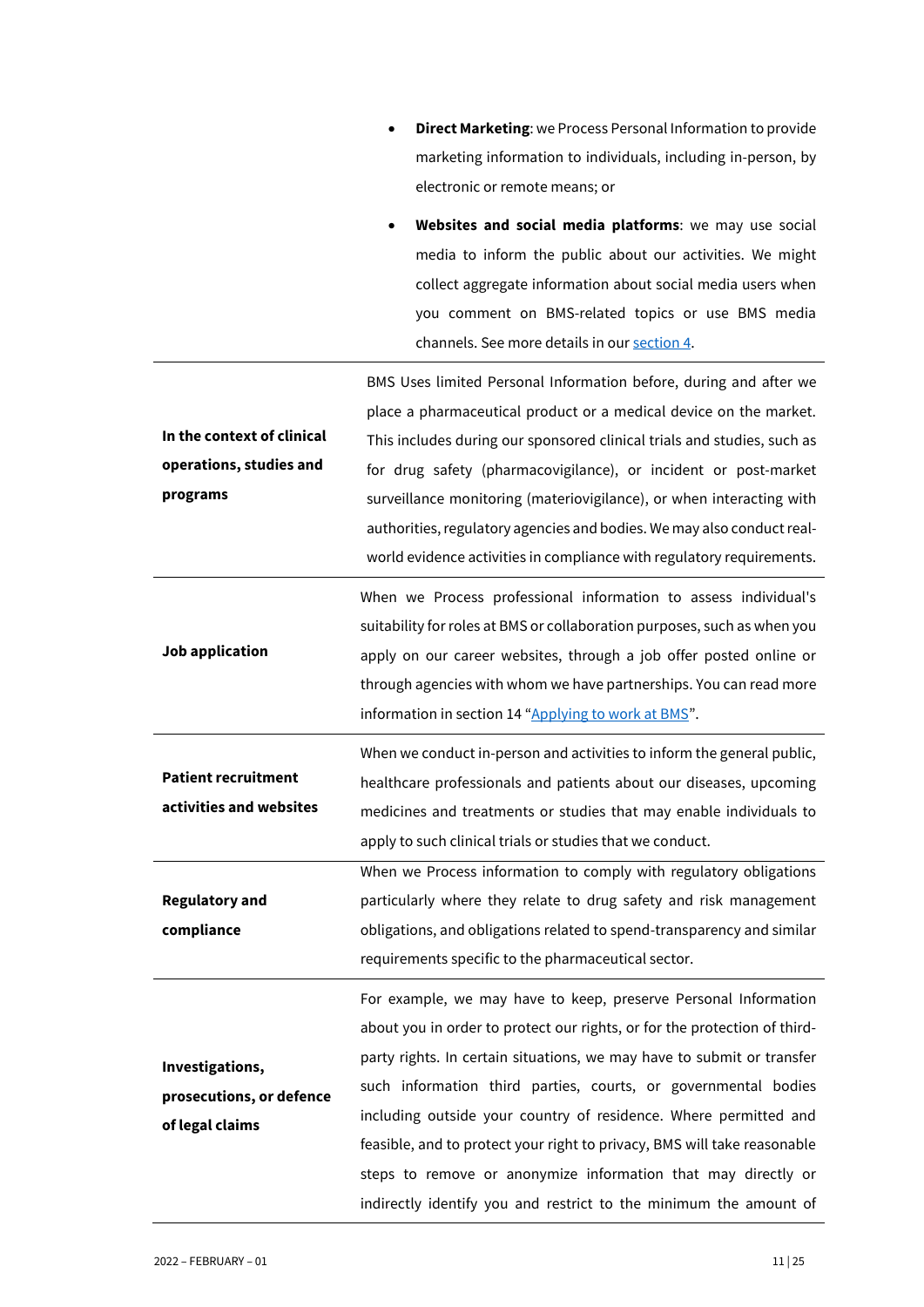| | |
|---|---|
| | • **Direct Marketing**: we Process Personal Information to provide marketing information to individuals, including in-person, by electronic or remote means; or<br>• **Websites and social media platforms**: we may use social media to inform the public about our activities. We might collect aggregate information about social media users when you comment on BMS-related topics or use BMS media channels. See more details in our section 4. |
| **In the context of clinical operations, studies and programs** | BMS Uses limited Personal Information before, during and after we place a pharmaceutical product or a medical device on the market. This includes during our sponsored clinical trials and studies, such as for drug safety (pharmacovigilance), or incident or post-market surveillance monitoring (materiovigilance), or when interacting with authorities, regulatory agencies and bodies. We may also conduct real-world evidence activities in compliance with regulatory requirements. |
| **Job application** | When we Process professional information to assess individual's suitability for roles at BMS or collaboration purposes, such as when you apply on our career websites, through a job offer posted online or through agencies with whom we have partnerships. You can read more information in section 14 "Applying to work at BMS". |
| **Patient recruitment activities and websites** | When we conduct in-person and activities to inform the general public, healthcare professionals and patients about our diseases, upcoming medicines and treatments or studies that may enable individuals to apply to such clinical trials or studies that we conduct. |
| **Regulatory and compliance** | When we Process information to comply with regulatory obligations particularly where they relate to drug safety and risk management obligations, and obligations related to spend-transparency and similar requirements specific to the pharmaceutical sector. |
| **Investigations, prosecutions, or defence of legal claims** | For example, we may have to keep, preserve Personal Information about you in order to protect our rights, or for the protection of third-party rights. In certain situations, we may have to submit or transfer such information third parties, courts, or governmental bodies including outside your country of residence. Where permitted and feasible, and to protect your right to privacy, BMS will take reasonable steps to remove or anonymize information that may directly or indirectly identify you and restrict to the minimum the amount of |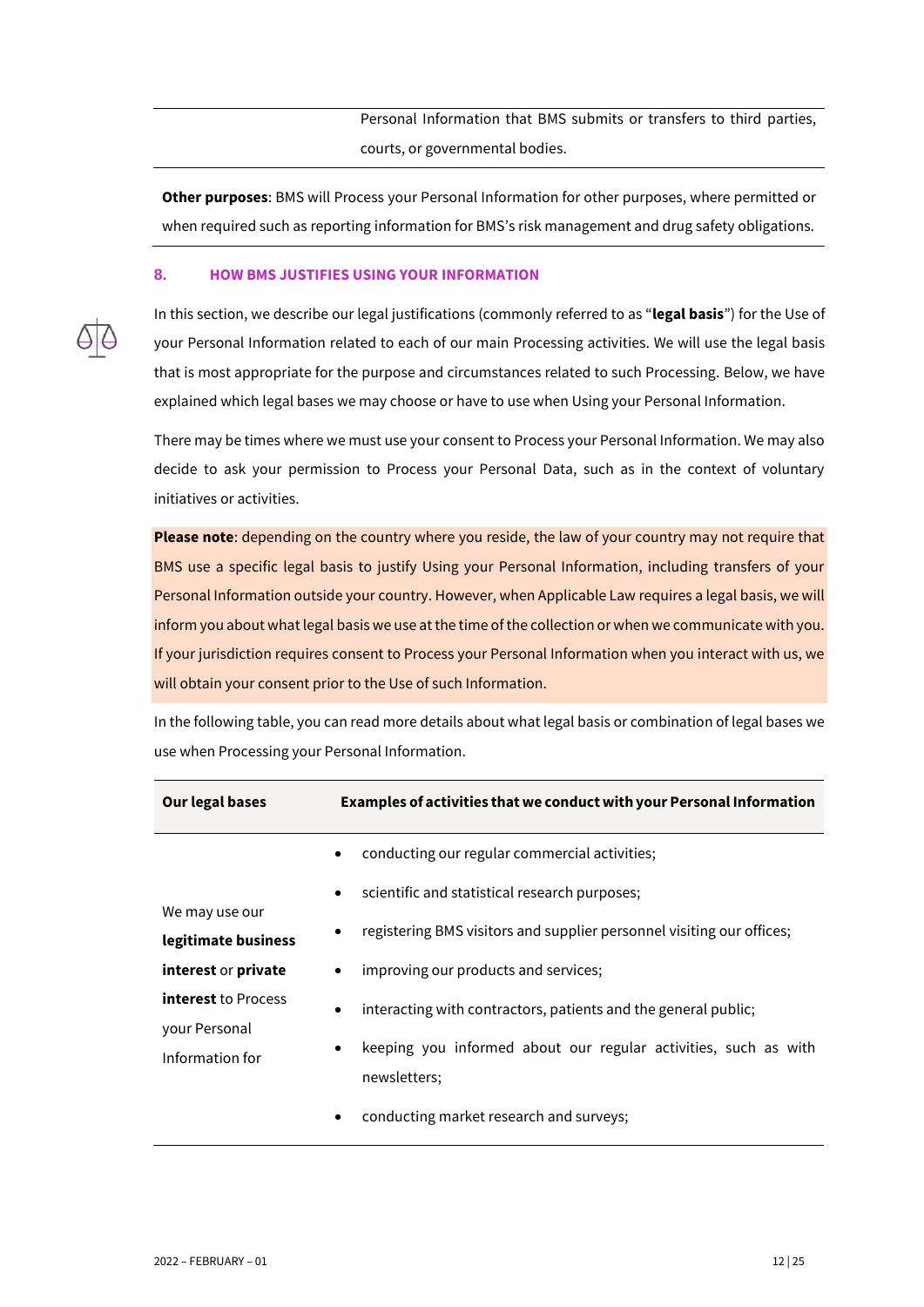| | Personal Information that BMS submits or transfers to third parties, courts, or governmental bodies. |
|---|---|

**Other purposes**: BMS will Process your Personal Information for other purposes, where permitted or when required such as reporting information for BMS's risk management and drug safety obligations.

## 8. HOW BMS JUSTIFIES USING YOUR INFORMATION

In this section, we describe our legal justifications (commonly referred to as "**legal basis**") for the Use of your Personal Information related to each of our main Processing activities. We will use the legal basis that is most appropriate for the purpose and circumstances related to such Processing. Below, we have explained which legal bases we may choose or have to use when Using your Personal Information.

There may be times where we must use your consent to Process your Personal Information. We may also decide to ask your permission to Process your Personal Data, such as in the context of voluntary initiatives or activities.

**Please note**: depending on the country where you reside, the law of your country may not require that BMS use a specific legal basis to justify Using your Personal Information, including transfers of your Personal Information outside your country. However, when Applicable Law requires a legal basis, we will inform you about what legal basis we use at the time of the collection or when we communicate with you. If your jurisdiction requires consent to Process your Personal Information when you interact with us, we will obtain your consent prior to the Use of such Information.

In the following table, you can read more details about what legal basis or combination of legal bases we use when Processing your Personal Information.

| Our legal bases | Examples of activities that we conduct with your Personal Information |
|---|---|
| We may use our **legitimate business interest** or **private interest** to Process your Personal Information for | • conducting our regular commercial activities;<br>• scientific and statistical research purposes;<br>• registering BMS visitors and supplier personnel visiting our offices;<br>• improving our products and services;<br>• interacting with contractors, patients and the general public;<br>• keeping you informed about our regular activities, such as with newsletters;<br>• conducting market research and surveys; |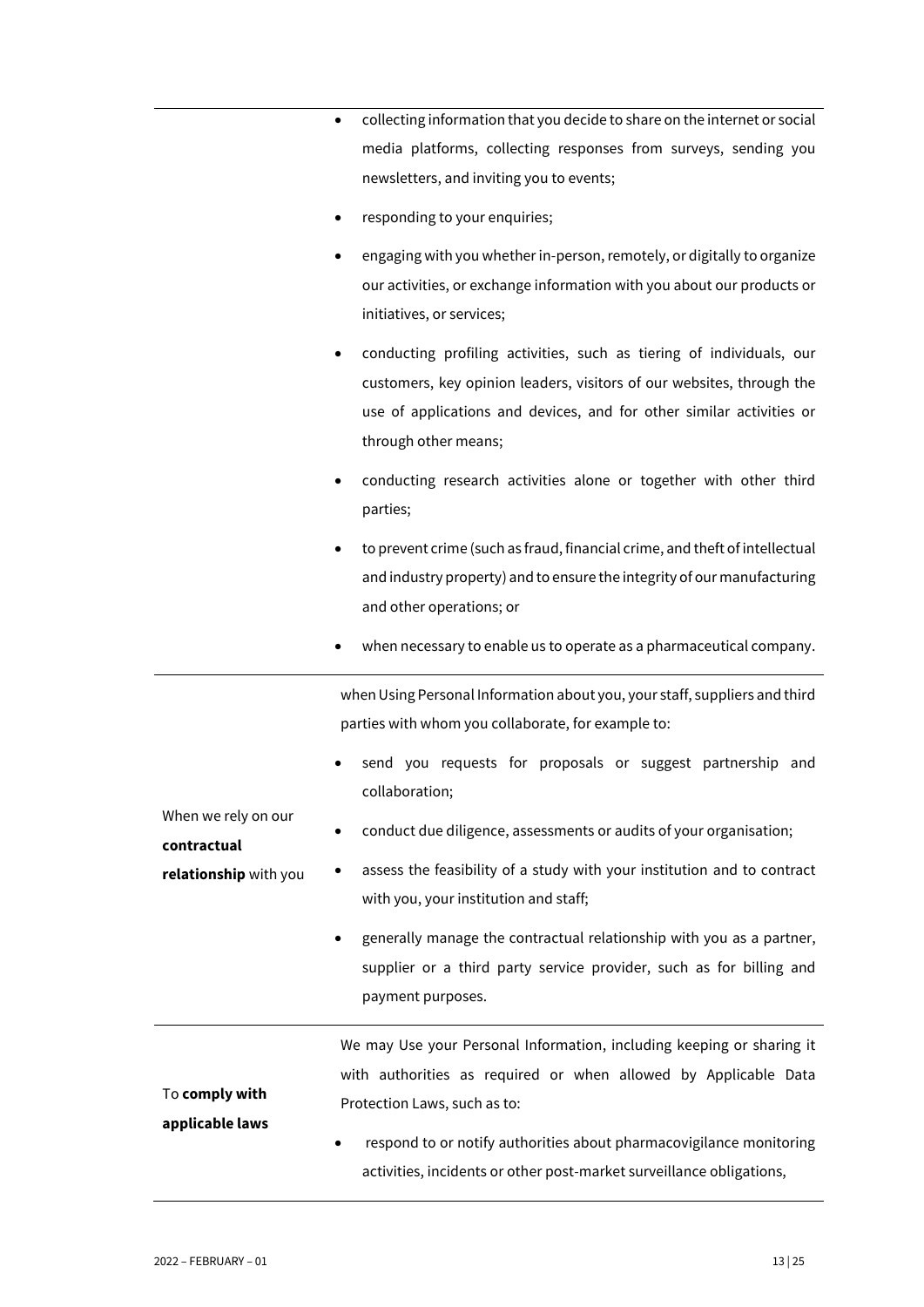| | |
|---|---|
| | • collecting information that you decide to share on the internet or social media platforms, collecting responses from surveys, sending you newsletters, and inviting you to events;<br>• responding to your enquiries;<br>• engaging with you whether in-person, remotely, or digitally to organize our activities, or exchange information with you about our products or initiatives, or services;<br>• conducting profiling activities, such as tiering of individuals, our customers, key opinion leaders, visitors of our websites, through the use of applications and devices, and for other similar activities or through other means;<br>• conducting research activities alone or together with other third parties;<br>• to prevent crime (such as fraud, financial crime, and theft of intellectual and industry property) and to ensure the integrity of our manufacturing and other operations; or<br>• when necessary to enable us to operate as a pharmaceutical company. |
| When we rely on our **contractual relationship** with you | when Using Personal Information about you, your staff, suppliers and third parties with whom you collaborate, for example to:<br>• send you requests for proposals or suggest partnership and collaboration;<br>• conduct due diligence, assessments or audits of your organisation;<br>• assess the feasibility of a study with your institution and to contract with you, your institution and staff;<br>• generally manage the contractual relationship with you as a partner, supplier or a third party service provider, such as for billing and payment purposes. |
| To **comply with applicable laws** | We may Use your Personal Information, including keeping or sharing it with authorities as required or when allowed by Applicable Data Protection Laws, such as to:<br>• respond to or notify authorities about pharmacovigilance monitoring activities, incidents or other post-market surveillance obligations, |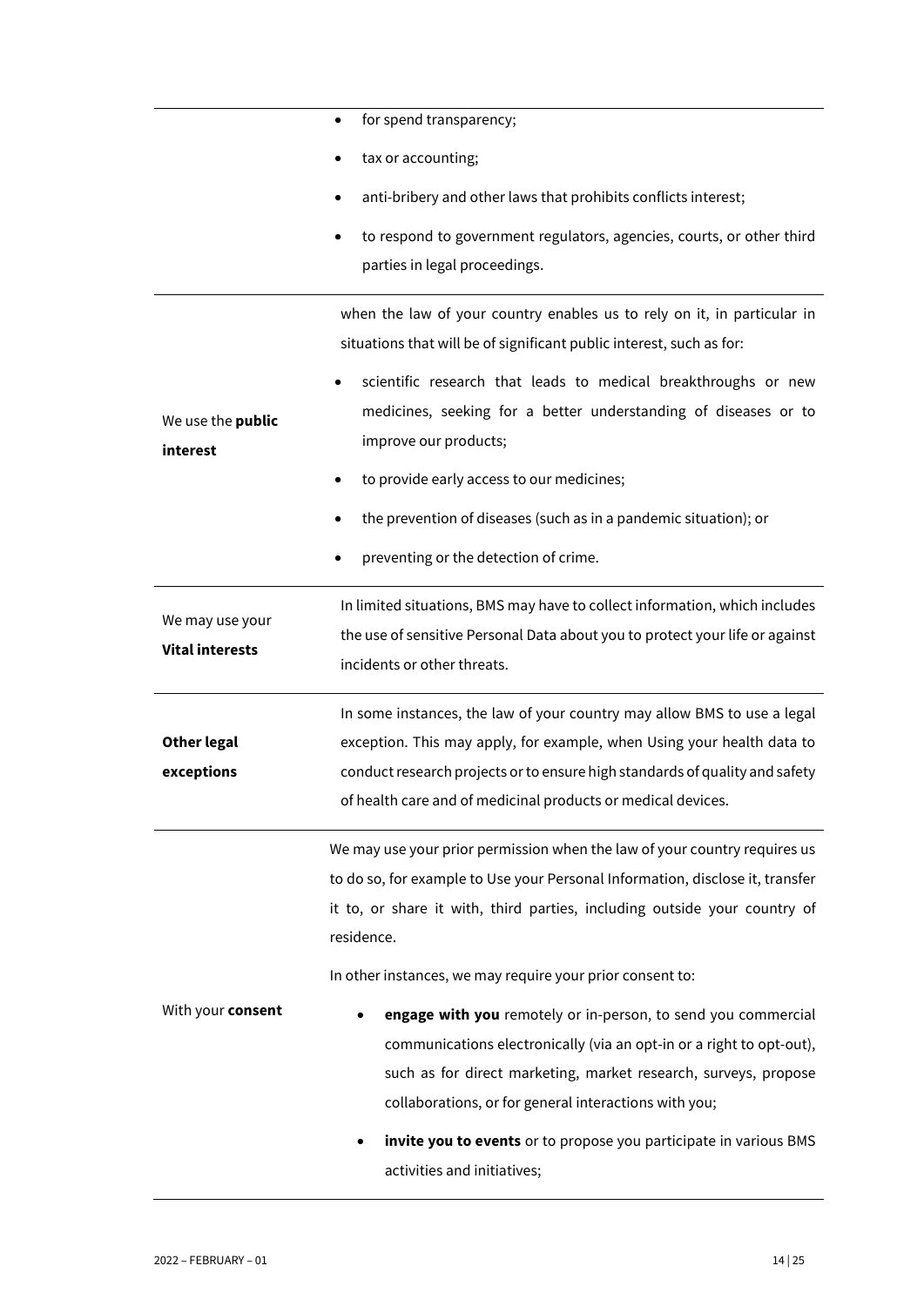| | |
|---|---|
| | <ul><li>for spend transparency;</li><li>tax or accounting;</li><li>anti-bribery and other laws that prohibits conflicts interest;</li><li>to respond to government regulators, agencies, courts, or other third parties in legal proceedings.</li></ul> |
| We use the **public interest** | when the law of your country enables us to rely on it, in particular in situations that will be of significant public interest, such as for:<ul><li>scientific research that leads to medical breakthroughs or new medicines, seeking for a better understanding of diseases or to improve our products;</li><li>to provide early access to our medicines;</li><li>the prevention of diseases (such as in a pandemic situation); or</li><li>preventing or the detection of crime.</li></ul> |
| We may use your **Vital interests** | In limited situations, BMS may have to collect information, which includes the use of sensitive Personal Data about you to protect your life or against incidents or other threats. |
| **Other legal exceptions** | In some instances, the law of your country may allow BMS to use a legal exception. This may apply, for example, when Using your health data to conduct research projects or to ensure high standards of quality and safety of health care and of medicinal products or medical devices. |
| With your **consent** | We may use your prior permission when the law of your country requires us to do so, for example to Use your Personal Information, disclose it, transfer it to, or share it with, third parties, including outside your country of residence.<br><br>In other instances, we may require your prior consent to:<ul><li>**engage with you** remotely or in-person, to send you commercial communications electronically (via an opt-in or a right to opt-out), such as for direct marketing, market research, surveys, propose collaborations, or for general interactions with you;</li><li>**invite you to events** or to propose you participate in various BMS activities and initiatives;</li></ul> |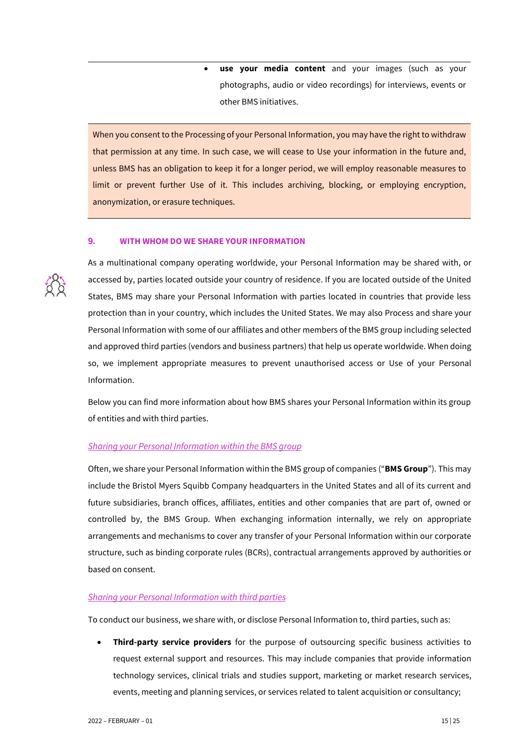- **use your media content** and your images (such as your photographs, audio or video recordings) for interviews, events or other BMS initiatives.

When you consent to the Processing of your Personal Information, you may have the right to withdraw that permission at any time. In such case, we will cease to Use your information in the future and, unless BMS has an obligation to keep it for a longer period, we will employ reasonable measures to limit or prevent further Use of it. This includes archiving, blocking, or employing encryption, anonymization, or erasure techniques.

## 9. WITH WHOM DO WE SHARE YOUR INFORMATION

As a multinational company operating worldwide, your Personal Information may be shared with, or accessed by, parties located outside your country of residence. If you are located outside of the United States, BMS may share your Personal Information with parties located in countries that provide less protection than in your country, which includes the United States. We may also Process and share your Personal Information with some of our affiliates and other members of the BMS group including selected and approved third parties (vendors and business partners) that help us operate worldwide. When doing so, we implement appropriate measures to prevent unauthorised access or Use of your Personal Information.

Below you can find more information about how BMS shares your Personal Information within its group of entities and with third parties.

*Sharing your Personal Information within the BMS group*

Often, we share your Personal Information within the BMS group of companies ("**BMS Group**"). This may include the Bristol Myers Squibb Company headquarters in the United States and all of its current and future subsidiaries, branch offices, affiliates, entities and other companies that are part of, owned or controlled by, the BMS Group. When exchanging information internally, we rely on appropriate arrangements and mechanisms to cover any transfer of your Personal Information within our corporate structure, such as binding corporate rules (BCRs), contractual arrangements approved by authorities or based on consent.

*Sharing your Personal Information with third parties*

To conduct our business, we share with, or disclose Personal Information to, third parties, such as:

- **Third-party service providers** for the purpose of outsourcing specific business activities to request external support and resources. This may include companies that provide information technology services, clinical trials and studies support, marketing or market research services, events, meeting and planning services, or services related to talent acquisition or consultancy;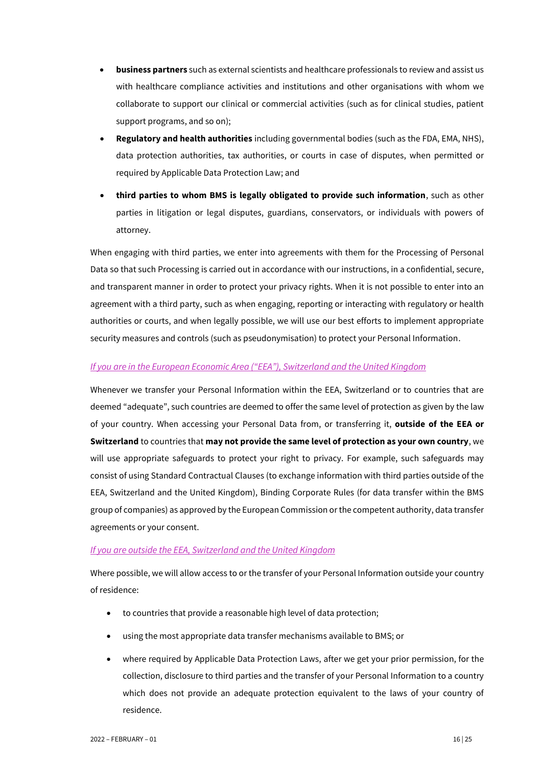- **business partners** such as external scientists and healthcare professionals to review and assist us with healthcare compliance activities and institutions and other organisations with whom we collaborate to support our clinical or commercial activities (such as for clinical studies, patient support programs, and so on);
- **Regulatory and health authorities** including governmental bodies (such as the FDA, EMA, NHS), data protection authorities, tax authorities, or courts in case of disputes, when permitted or required by Applicable Data Protection Law; and
- **third parties to whom BMS is legally obligated to provide such information**, such as other parties in litigation or legal disputes, guardians, conservators, or individuals with powers of attorney.

When engaging with third parties, we enter into agreements with them for the Processing of Personal Data so that such Processing is carried out in accordance with our instructions, in a confidential, secure, and transparent manner in order to protect your privacy rights. When it is not possible to enter into an agreement with a third party, such as when engaging, reporting or interacting with regulatory or health authorities or courts, and when legally possible, we will use our best efforts to implement appropriate security measures and controls (such as pseudonymisation) to protect your Personal Information.

*If you are in the European Economic Area ("EEA"), Switzerland and the United Kingdom*

Whenever we transfer your Personal Information within the EEA, Switzerland or to countries that are deemed "adequate", such countries are deemed to offer the same level of protection as given by the law of your country. When accessing your Personal Data from, or transferring it, **outside of the EEA or Switzerland** to countries that **may not provide the same level of protection as your own country**, we will use appropriate safeguards to protect your right to privacy. For example, such safeguards may consist of using Standard Contractual Clauses (to exchange information with third parties outside of the EEA, Switzerland and the United Kingdom), Binding Corporate Rules (for data transfer within the BMS group of companies) as approved by the European Commission or the competent authority, data transfer agreements or your consent.

*If you are outside the EEA, Switzerland and the United Kingdom*

Where possible, we will allow access to or the transfer of your Personal Information outside your country of residence:

- to countries that provide a reasonable high level of data protection;
- using the most appropriate data transfer mechanisms available to BMS; or
- where required by Applicable Data Protection Laws, after we get your prior permission, for the collection, disclosure to third parties and the transfer of your Personal Information to a country which does not provide an adequate protection equivalent to the laws of your country of residence.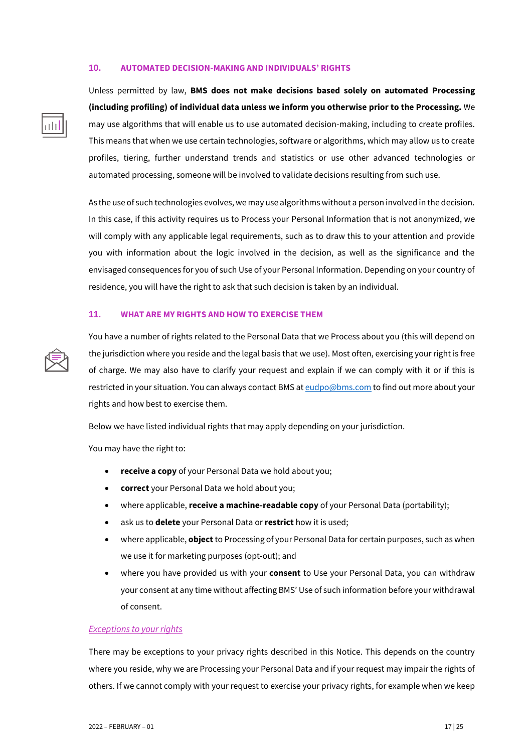## 10. AUTOMATED DECISION-MAKING AND INDIVIDUALS' RIGHTS

Unless permitted by law, **BMS does not make decisions based solely on automated Processing (including profiling) of individual data unless we inform you otherwise prior to the Processing.** We may use algorithms that will enable us to use automated decision-making, including to create profiles. This means that when we use certain technologies, software or algorithms, which may allow us to create profiles, tiering, further understand trends and statistics or use other advanced technologies or automated processing, someone will be involved to validate decisions resulting from such use.

As the use of such technologies evolves, we may use algorithms without a person involved in the decision. In this case, if this activity requires us to Process your Personal Information that is not anonymized, we will comply with any applicable legal requirements, such as to draw this to your attention and provide you with information about the logic involved in the decision, as well as the significance and the envisaged consequences for you of such Use of your Personal Information. Depending on your country of residence, you will have the right to ask that such decision is taken by an individual.

## 11. WHAT ARE MY RIGHTS AND HOW TO EXERCISE THEM

You have a number of rights related to the Personal Data that we Process about you (this will depend on the jurisdiction where you reside and the legal basis that we use). Most often, exercising your right is free of charge. We may also have to clarify your request and explain if we can comply with it or if this is restricted in your situation. You can always contact BMS at eudpo@bms.com to find out more about your rights and how best to exercise them.

Below we have listed individual rights that may apply depending on your jurisdiction.

You may have the right to:

- **receive a copy** of your Personal Data we hold about you;
- **correct** your Personal Data we hold about you;
- where applicable, **receive a machine-readable copy** of your Personal Data (portability);
- ask us to **delete** your Personal Data or **restrict** how it is used;
- where applicable, **object** to Processing of your Personal Data for certain purposes, such as when we use it for marketing purposes (opt-out); and
- where you have provided us with your **consent** to Use your Personal Data, you can withdraw your consent at any time without affecting BMS' Use of such information before your withdrawal of consent.

*Exceptions to your rights*

There may be exceptions to your privacy rights described in this Notice. This depends on the country where you reside, why we are Processing your Personal Data and if your request may impair the rights of others. If we cannot comply with your request to exercise your privacy rights, for example when we keep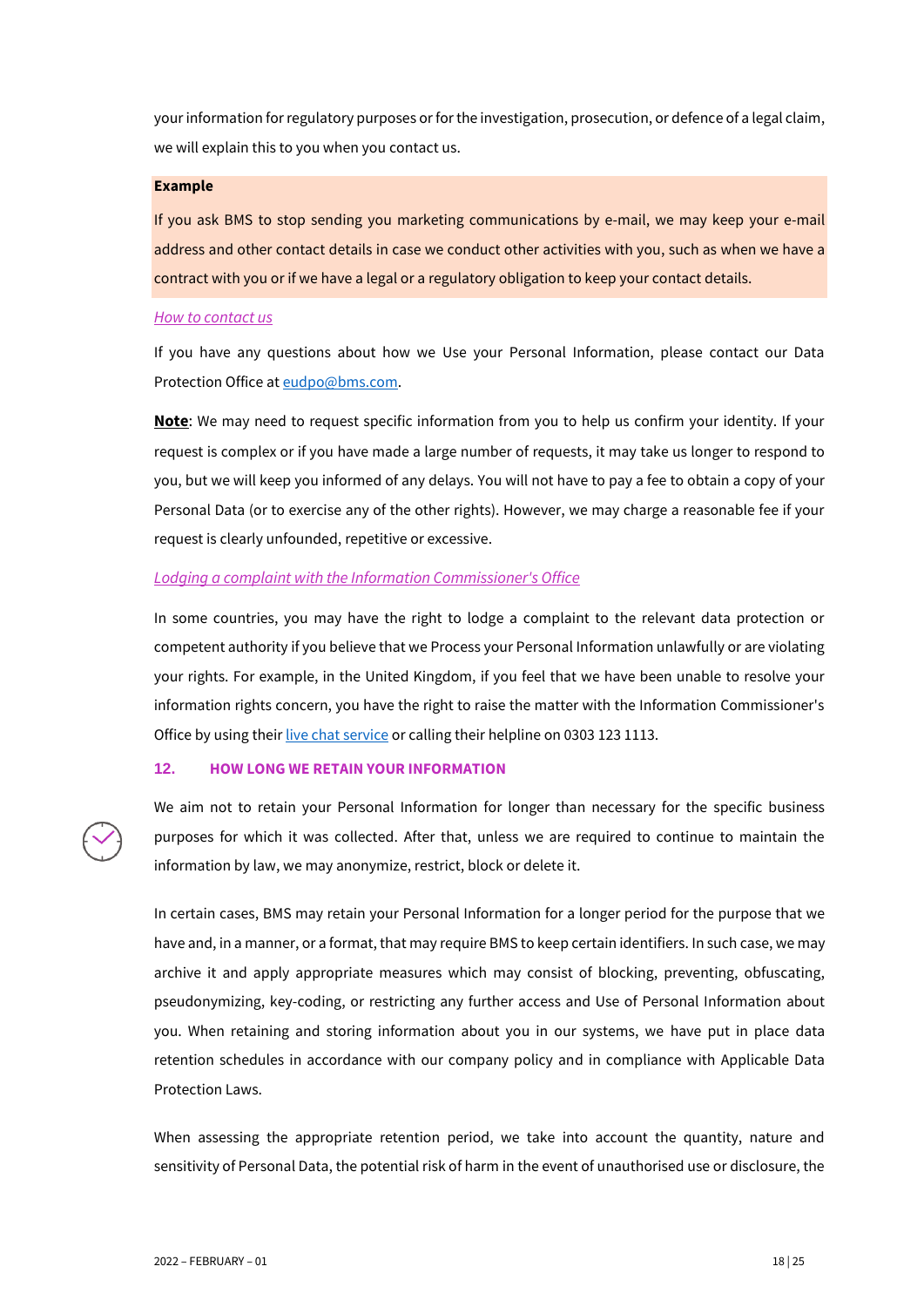your information for regulatory purposes or for the investigation, prosecution, or defence of a legal claim, we will explain this to you when you contact us.

**Example**

If you ask BMS to stop sending you marketing communications by e-mail, we may keep your e-mail address and other contact details in case we conduct other activities with you, such as when we have a contract with you or if we have a legal or a regulatory obligation to keep your contact details.

*How to contact us*

If you have any questions about how we Use your Personal Information, please contact our Data Protection Office at eudpo@bms.com.

**Note**: We may need to request specific information from you to help us confirm your identity. If your request is complex or if you have made a large number of requests, it may take us longer to respond to you, but we will keep you informed of any delays. You will not have to pay a fee to obtain a copy of your Personal Data (or to exercise any of the other rights). However, we may charge a reasonable fee if your request is clearly unfounded, repetitive or excessive.

*Lodging a complaint with the Information Commissioner's Office*

In some countries, you may have the right to lodge a complaint to the relevant data protection or competent authority if you believe that we Process your Personal Information unlawfully or are violating your rights. For example, in the United Kingdom, if you feel that we have been unable to resolve your information rights concern, you have the right to raise the matter with the Information Commissioner's Office by using their live chat service or calling their helpline on 0303 123 1113.

## 12. HOW LONG WE RETAIN YOUR INFORMATION

We aim not to retain your Personal Information for longer than necessary for the specific business purposes for which it was collected. After that, unless we are required to continue to maintain the information by law, we may anonymize, restrict, block or delete it.

In certain cases, BMS may retain your Personal Information for a longer period for the purpose that we have and, in a manner, or a format, that may require BMS to keep certain identifiers. In such case, we may archive it and apply appropriate measures which may consist of blocking, preventing, obfuscating, pseudonymizing, key-coding, or restricting any further access and Use of Personal Information about you. When retaining and storing information about you in our systems, we have put in place data retention schedules in accordance with our company policy and in compliance with Applicable Data Protection Laws.

When assessing the appropriate retention period, we take into account the quantity, nature and sensitivity of Personal Data, the potential risk of harm in the event of unauthorised use or disclosure, the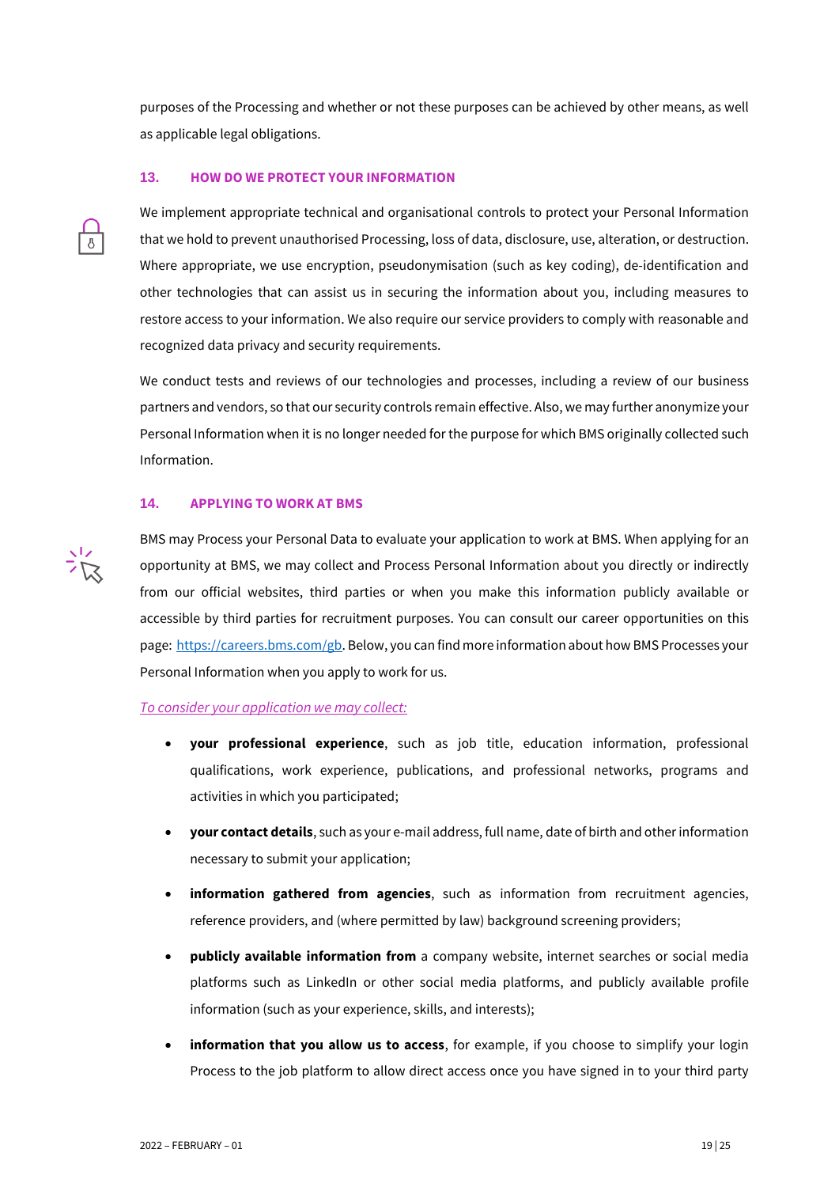purposes of the Processing and whether or not these purposes can be achieved by other means, as well as applicable legal obligations.

## 13. HOW DO WE PROTECT YOUR INFORMATION

We implement appropriate technical and organisational controls to protect your Personal Information that we hold to prevent unauthorised Processing, loss of data, disclosure, use, alteration, or destruction. Where appropriate, we use encryption, pseudonymisation (such as key coding), de-identification and other technologies that can assist us in securing the information about you, including measures to restore access to your information. We also require our service providers to comply with reasonable and recognized data privacy and security requirements.

We conduct tests and reviews of our technologies and processes, including a review of our business partners and vendors, so that our security controls remain effective. Also, we may further anonymize your Personal Information when it is no longer needed for the purpose for which BMS originally collected such Information.

## 14. APPLYING TO WORK AT BMS

BMS may Process your Personal Data to evaluate your application to work at BMS. When applying for an opportunity at BMS, we may collect and Process Personal Information about you directly or indirectly from our official websites, third parties or when you make this information publicly available or accessible by third parties for recruitment purposes. You can consult our career opportunities on this page: [https://careers.bms.com/gb](https://careers.bms.com/gb). Below, you can find more information about how BMS Processes your Personal Information when you apply to work for us.

*To consider your application we may collect:*

- **your professional experience**, such as job title, education information, professional qualifications, work experience, publications, and professional networks, programs and activities in which you participated;
- **your contact details**, such as your e-mail address, full name, date of birth and other information necessary to submit your application;
- **information gathered from agencies**, such as information from recruitment agencies, reference providers, and (where permitted by law) background screening providers;
- **publicly available information from** a company website, internet searches or social media platforms such as LinkedIn or other social media platforms, and publicly available profile information (such as your experience, skills, and interests);
- **information that you allow us to access**, for example, if you choose to simplify your login Process to the job platform to allow direct access once you have signed in to your third party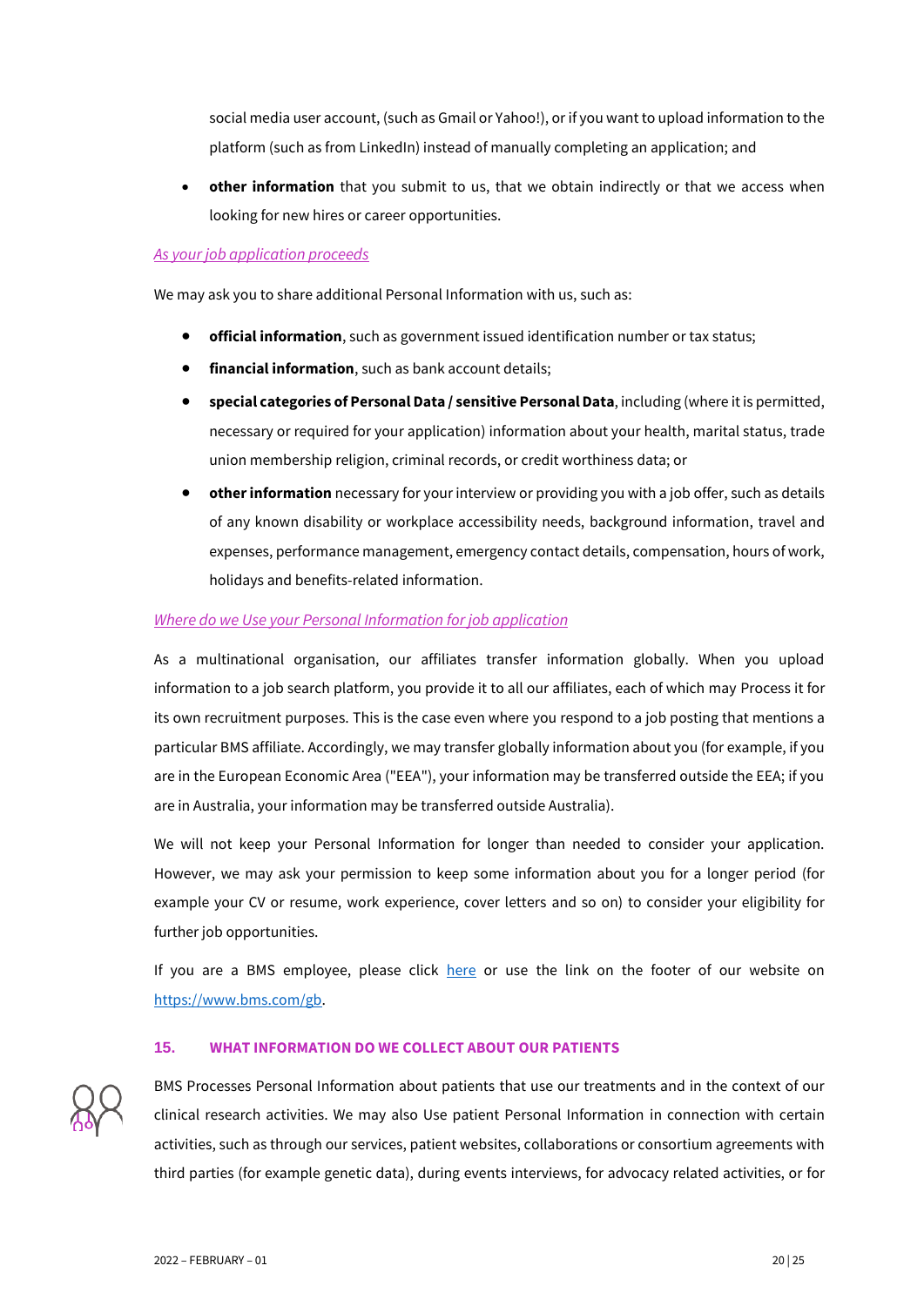social media user account, (such as Gmail or Yahoo!), or if you want to upload information to the platform (such as from LinkedIn) instead of manually completing an application; and

- **other information** that you submit to us, that we obtain indirectly or that we access when looking for new hires or career opportunities.

*As your job application proceeds*

We may ask you to share additional Personal Information with us, such as:

- **official information**, such as government issued identification number or tax status;
- **financial information**, such as bank account details;
- **special categories of Personal Data / sensitive Personal Data**, including (where it is permitted, necessary or required for your application) information about your health, marital status, trade union membership religion, criminal records, or credit worthiness data; or
- **other information** necessary for your interview or providing you with a job offer, such as details of any known disability or workplace accessibility needs, background information, travel and expenses, performance management, emergency contact details, compensation, hours of work, holidays and benefits-related information.

*Where do we Use your Personal Information for job application*

As a multinational organisation, our affiliates transfer information globally. When you upload information to a job search platform, you provide it to all our affiliates, each of which may Process it for its own recruitment purposes. This is the case even where you respond to a job posting that mentions a particular BMS affiliate. Accordingly, we may transfer globally information about you (for example, if you are in the European Economic Area ("EEA"), your information may be transferred outside the EEA; if you are in Australia, your information may be transferred outside Australia).

We will not keep your Personal Information for longer than needed to consider your application. However, we may ask your permission to keep some information about you for a longer period (for example your CV or resume, work experience, cover letters and so on) to consider your eligibility for further job opportunities.

If you are a BMS employee, please click here or use the link on the footer of our website on https://www.bms.com/gb.

## 15. WHAT INFORMATION DO WE COLLECT ABOUT OUR PATIENTS

BMS Processes Personal Information about patients that use our treatments and in the context of our clinical research activities. We may also Use patient Personal Information in connection with certain activities, such as through our services, patient websites, collaborations or consortium agreements with third parties (for example genetic data), during events interviews, for advocacy related activities, or for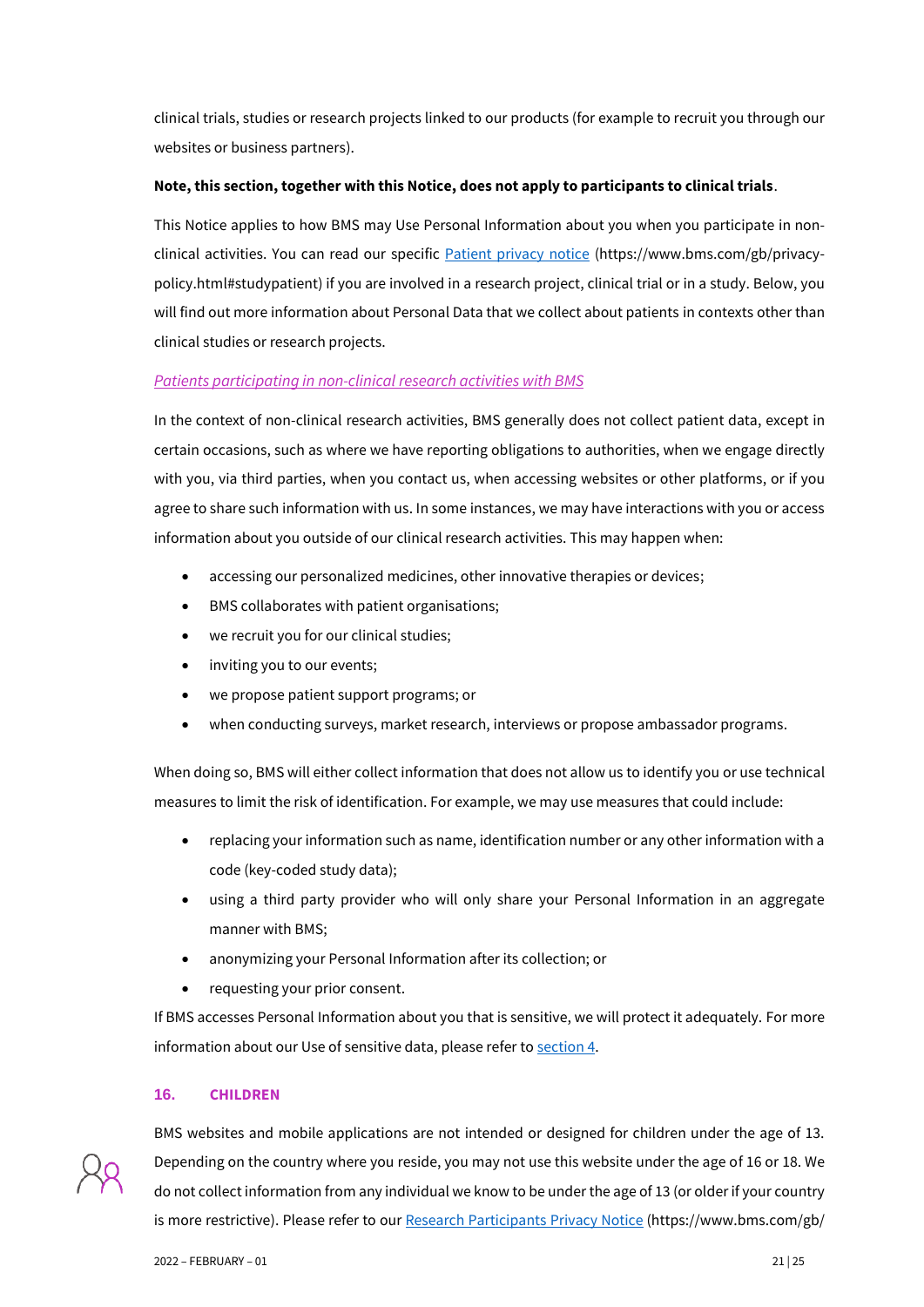clinical trials, studies or research projects linked to our products (for example to recruit you through our websites or business partners).

**Note, this section, together with this Notice, does not apply to participants to clinical trials**.

This Notice applies to how BMS may Use Personal Information about you when you participate in non-clinical activities. You can read our specific [Patient privacy notice](https://www.bms.com/gb/privacy-policy.html#studypatient) (https://www.bms.com/gb/privacy-policy.html#studypatient) if you are involved in a research project, clinical trial or in a study. Below, you will find out more information about Personal Data that we collect about patients in contexts other than clinical studies or research projects.

*Patients participating in non-clinical research activities with BMS*

In the context of non-clinical research activities, BMS generally does not collect patient data, except in certain occasions, such as where we have reporting obligations to authorities, when we engage directly with you, via third parties, when you contact us, when accessing websites or other platforms, or if you agree to share such information with us. In some instances, we may have interactions with you or access information about you outside of our clinical research activities. This may happen when:

- accessing our personalized medicines, other innovative therapies or devices;
- BMS collaborates with patient organisations;
- we recruit you for our clinical studies;
- inviting you to our events;
- we propose patient support programs; or
- when conducting surveys, market research, interviews or propose ambassador programs.

When doing so, BMS will either collect information that does not allow us to identify you or use technical measures to limit the risk of identification. For example, we may use measures that could include:

- replacing your information such as name, identification number or any other information with a code (key-coded study data);
- using a third party provider who will only share your Personal Information in an aggregate manner with BMS;
- anonymizing your Personal Information after its collection; or
- requesting your prior consent.

If BMS accesses Personal Information about you that is sensitive, we will protect it adequately. For more information about our Use of sensitive data, please refer to section 4.

## 16. CHILDREN

BMS websites and mobile applications are not intended or designed for children under the age of 13. Depending on the country where you reside, you may not use this website under the age of 16 or 18. We do not collect information from any individual we know to be under the age of 13 (or older if your country is more restrictive). Please refer to our Research Participants Privacy Notice (https://www.bms.com/gb/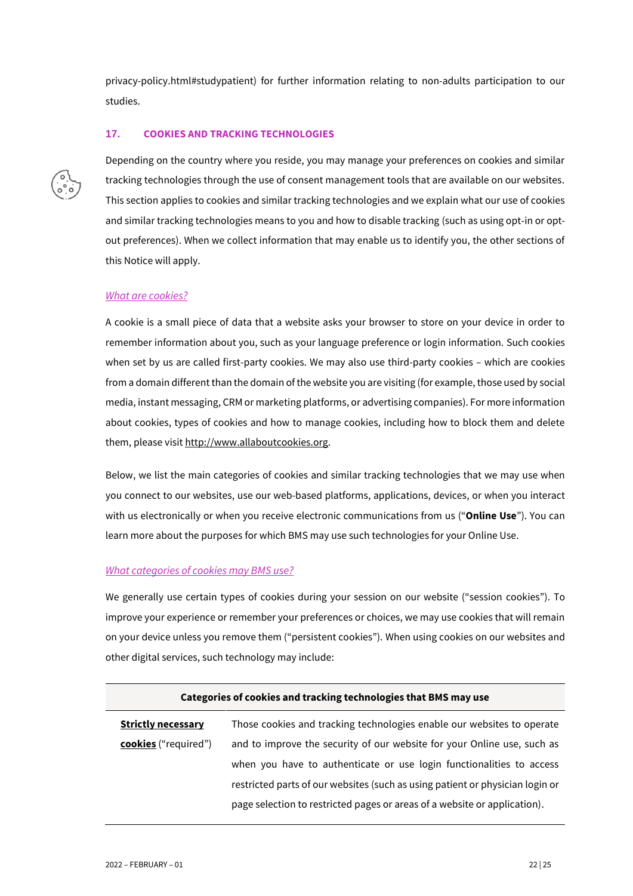privacy-policy.html#studypatient) for further information relating to non-adults participation to our studies.

## 17. COOKIES AND TRACKING TECHNOLOGIES

Depending on the country where you reside, you may manage your preferences on cookies and similar tracking technologies through the use of consent management tools that are available on our websites. This section applies to cookies and similar tracking technologies and we explain what our use of cookies and similar tracking technologies means to you and how to disable tracking (such as using opt-in or opt-out preferences). When we collect information that may enable us to identify you, the other sections of this Notice will apply.

### *What are cookies?*

A cookie is a small piece of data that a website asks your browser to store on your device in order to remember information about you, such as your language preference or login information. Such cookies when set by us are called first-party cookies. We may also use third-party cookies – which are cookies from a domain different than the domain of the website you are visiting (for example, those used by social media, instant messaging, CRM or marketing platforms, or advertising companies). For more information about cookies, types of cookies and how to manage cookies, including how to block them and delete them, please visit http://www.allaboutcookies.org.

Below, we list the main categories of cookies and similar tracking technologies that we may use when you connect to our websites, use our web-based platforms, applications, devices, or when you interact with us electronically or when you receive electronic communications from us ("**Online Use**"). You can learn more about the purposes for which BMS may use such technologies for your Online Use.

### *What categories of cookies may BMS use?*

We generally use certain types of cookies during your session on our website ("session cookies"). To improve your experience or remember your preferences or choices, we may use cookies that will remain on your device unless you remove them ("persistent cookies"). When using cookies on our websites and other digital services, such technology may include:

| Categories of cookies and tracking technologies that BMS may use | |
|---|---|
| **Strictly necessary cookies** ("required") | Those cookies and tracking technologies enable our websites to operate and to improve the security of our website for your Online use, such as when you have to authenticate or use login functionalities to access restricted parts of our websites (such as using patient or physician login or page selection to restricted pages or areas of a website or application). |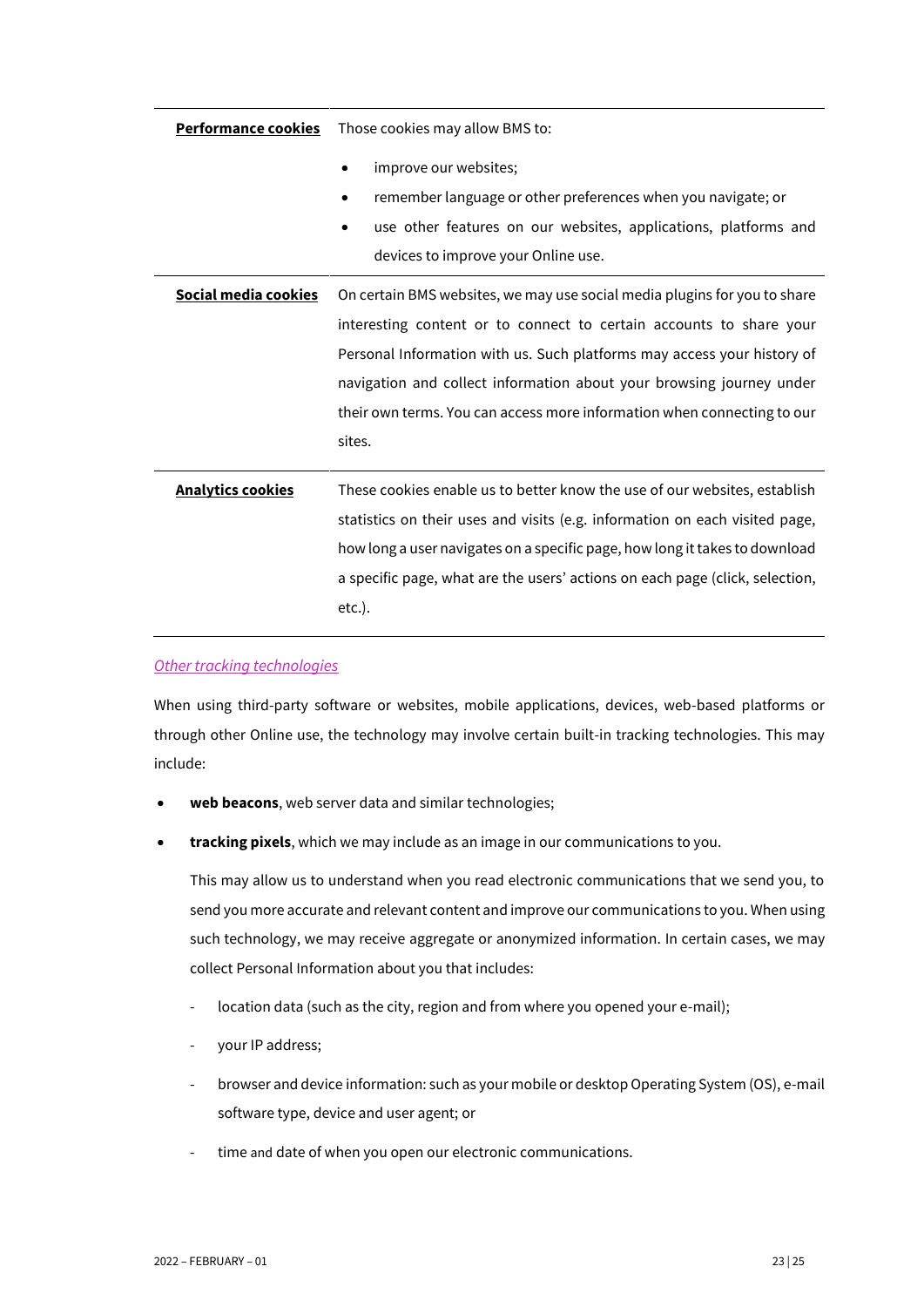| **Performance cookies** | Those cookies may allow BMS to:<br>• improve our websites;<br>• remember language or other preferences when you navigate; or<br>• use other features on our websites, applications, platforms and devices to improve your Online use. |
|---|---|
| **Social media cookies** | On certain BMS websites, we may use social media plugins for you to share interesting content or to connect to certain accounts to share your Personal Information with us. Such platforms may access your history of navigation and collect information about your browsing journey under their own terms. You can access more information when connecting to our sites. |
| **Analytics cookies** | These cookies enable us to better know the use of our websites, establish statistics on their uses and visits (e.g. information on each visited page, how long a user navigates on a specific page, how long it takes to download a specific page, what are the users' actions on each page (click, selection, etc.). |

*Other tracking technologies*

When using third-party software or websites, mobile applications, devices, web-based platforms or through other Online use, the technology may involve certain built-in tracking technologies. This may include:

- **web beacons**, web server data and similar technologies;
- **tracking pixels**, which we may include as an image in our communications to you.

  This may allow us to understand when you read electronic communications that we send you, to send you more accurate and relevant content and improve our communications to you. When using such technology, we may receive aggregate or anonymized information. In certain cases, we may collect Personal Information about you that includes:

  - location data (such as the city, region and from where you opened your e-mail);
  - your IP address;
  - browser and device information: such as your mobile or desktop Operating System (OS), e-mail software type, device and user agent; or
  - time and date of when you open our electronic communications.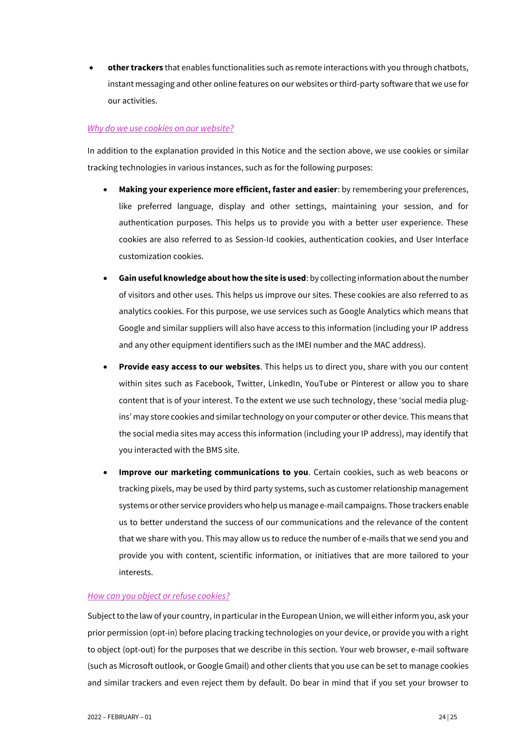- **other trackers** that enables functionalities such as remote interactions with you through chatbots, instant messaging and other online features on our websites or third-party software that we use for our activities.

*Why do we use cookies on our website?*

In addition to the explanation provided in this Notice and the section above, we use cookies or similar tracking technologies in various instances, such as for the following purposes:

- **Making your experience more efficient, faster and easier**: by remembering your preferences, like preferred language, display and other settings, maintaining your session, and for authentication purposes. This helps us to provide you with a better user experience. These cookies are also referred to as Session-Id cookies, authentication cookies, and User Interface customization cookies.
- **Gain useful knowledge about how the site is used**: by collecting information about the number of visitors and other uses. This helps us improve our sites. These cookies are also referred to as analytics cookies. For this purpose, we use services such as Google Analytics which means that Google and similar suppliers will also have access to this information (including your IP address and any other equipment identifiers such as the IMEI number and the MAC address).
- **Provide easy access to our websites**. This helps us to direct you, share with you our content within sites such as Facebook, Twitter, LinkedIn, YouTube or Pinterest or allow you to share content that is of your interest. To the extent we use such technology, these 'social media plug-ins' may store cookies and similar technology on your computer or other device. This means that the social media sites may access this information (including your IP address), may identify that you interacted with the BMS site.
- **Improve our marketing communications to you**. Certain cookies, such as web beacons or tracking pixels, may be used by third party systems, such as customer relationship management systems or other service providers who help us manage e-mail campaigns. Those trackers enable us to better understand the success of our communications and the relevance of the content that we share with you. This may allow us to reduce the number of e-mails that we send you and provide you with content, scientific information, or initiatives that are more tailored to your interests.

*How can you object or refuse cookies?*

Subject to the law of your country, in particular in the European Union, we will either inform you, ask your prior permission (opt-in) before placing tracking technologies on your device, or provide you with a right to object (opt-out) for the purposes that we describe in this section. Your web browser, e-mail software (such as Microsoft outlook, or Google Gmail) and other clients that you use can be set to manage cookies and similar trackers and even reject them by default. Do bear in mind that if you set your browser to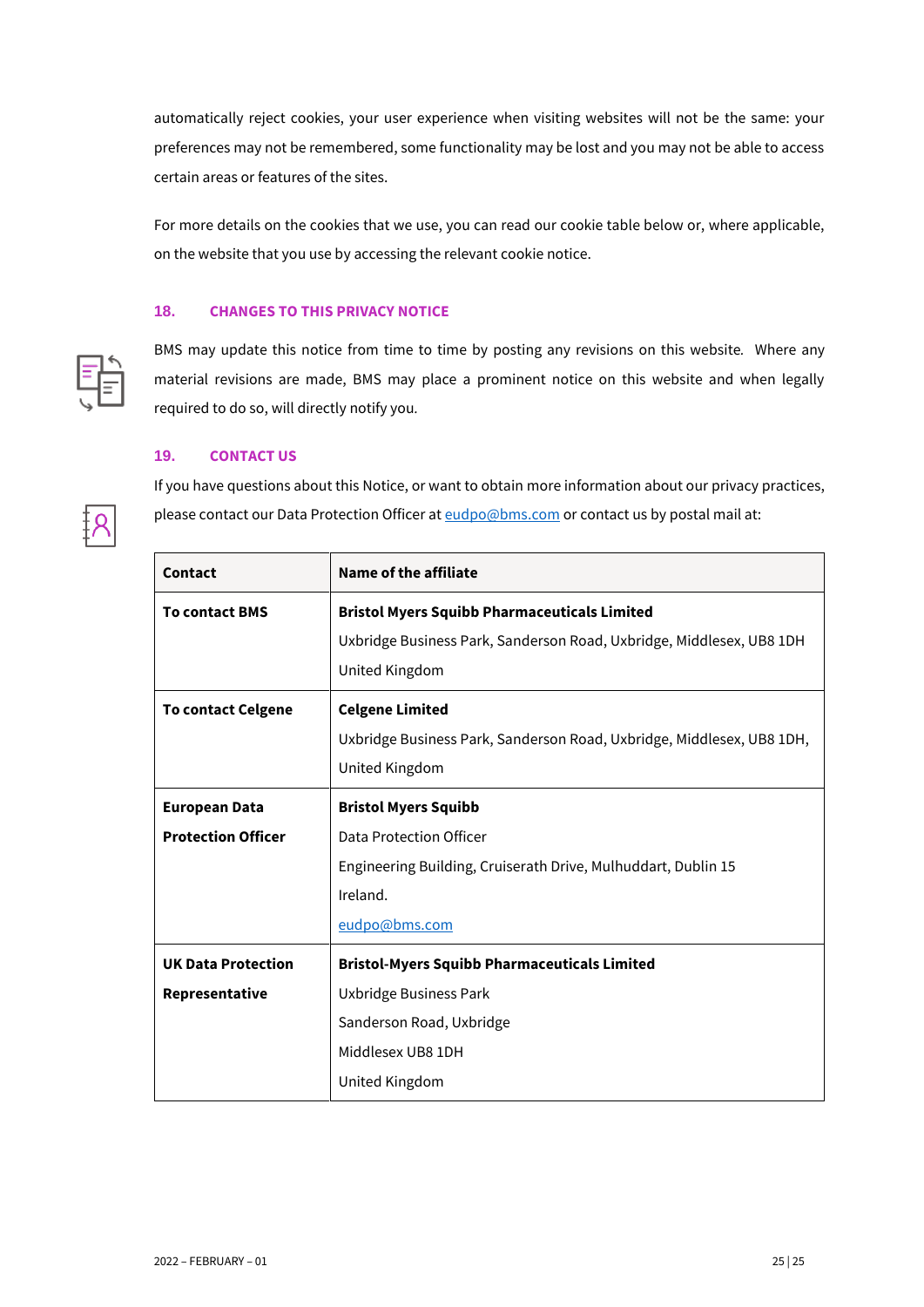automatically reject cookies, your user experience when visiting websites will not be the same: your preferences may not be remembered, some functionality may be lost and you may not be able to access certain areas or features of the sites.

For more details on the cookies that we use, you can read our cookie table below or, where applicable, on the website that you use by accessing the relevant cookie notice.

## 18. CHANGES TO THIS PRIVACY NOTICE

BMS may update this notice from time to time by posting any revisions on this website. Where any material revisions are made, BMS may place a prominent notice on this website and when legally required to do so, will directly notify you.

## 19. CONTACT US

If you have questions about this Notice, or want to obtain more information about our privacy practices, please contact our Data Protection Officer at eudpo@bms.com or contact us by postal mail at:

| Contact | Name of the affiliate |
|---|---|
| **To contact BMS** | **Bristol Myers Squibb Pharmaceuticals Limited**<br>Uxbridge Business Park, Sanderson Road, Uxbridge, Middlesex, UB8 1DH<br>United Kingdom |
| **To contact Celgene** | **Celgene Limited**<br>Uxbridge Business Park, Sanderson Road, Uxbridge, Middlesex, UB8 1DH,<br>United Kingdom |
| **European Data Protection Officer** | **Bristol Myers Squibb**<br>Data Protection Officer<br>Engineering Building, Cruiserath Drive, Mulhuddart, Dublin 15<br>Ireland.<br>eudpo@bms.com |
| **UK Data Protection Representative** | **Bristol-Myers Squibb Pharmaceuticals Limited**<br>Uxbridge Business Park<br>Sanderson Road, Uxbridge<br>Middlesex UB8 1DH<br>United Kingdom |

2022 – FEBRUARY – 01